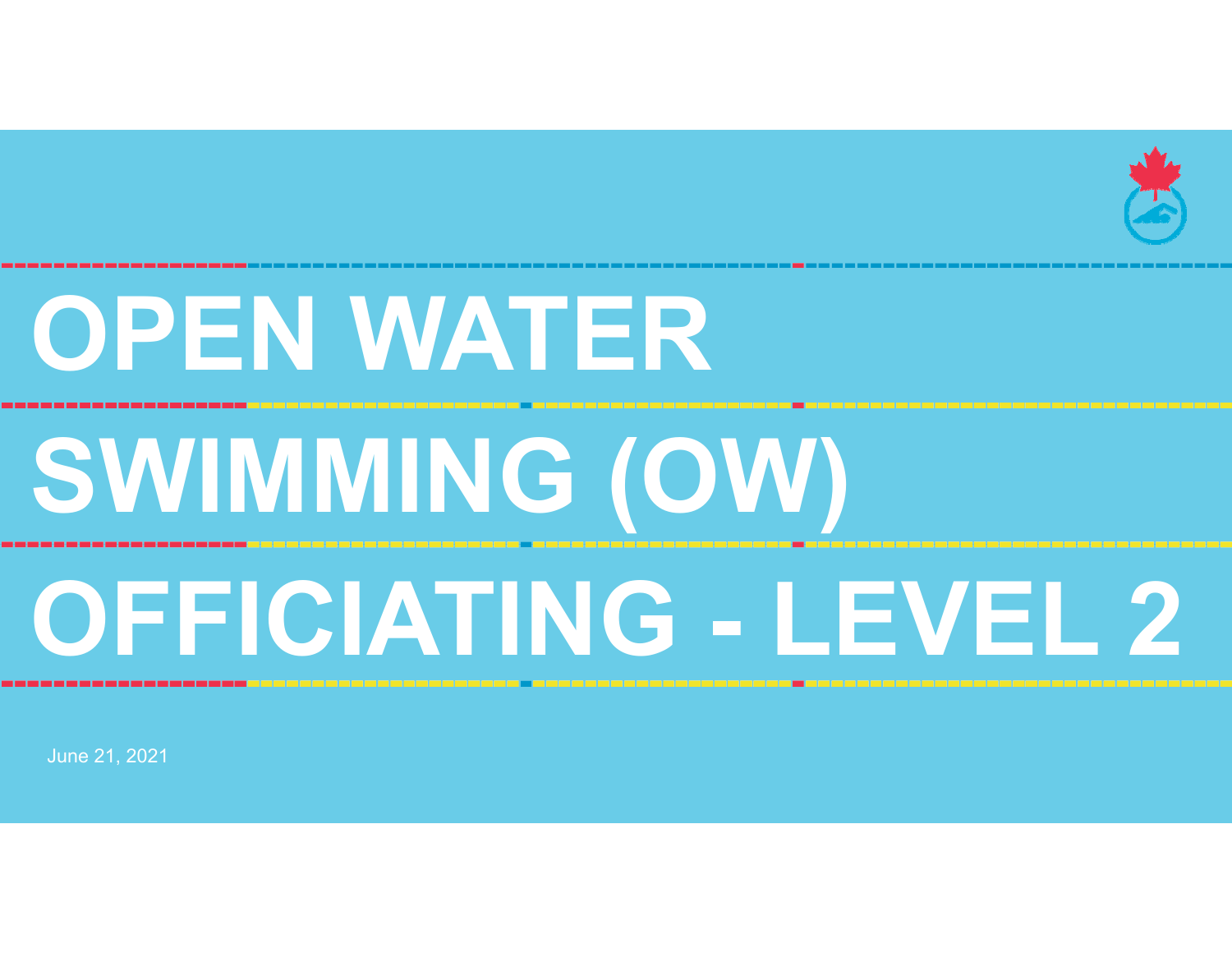# OPEN WATER SWIMMING (OW) OFFICIATING - LEVEL 2

June 21, 2021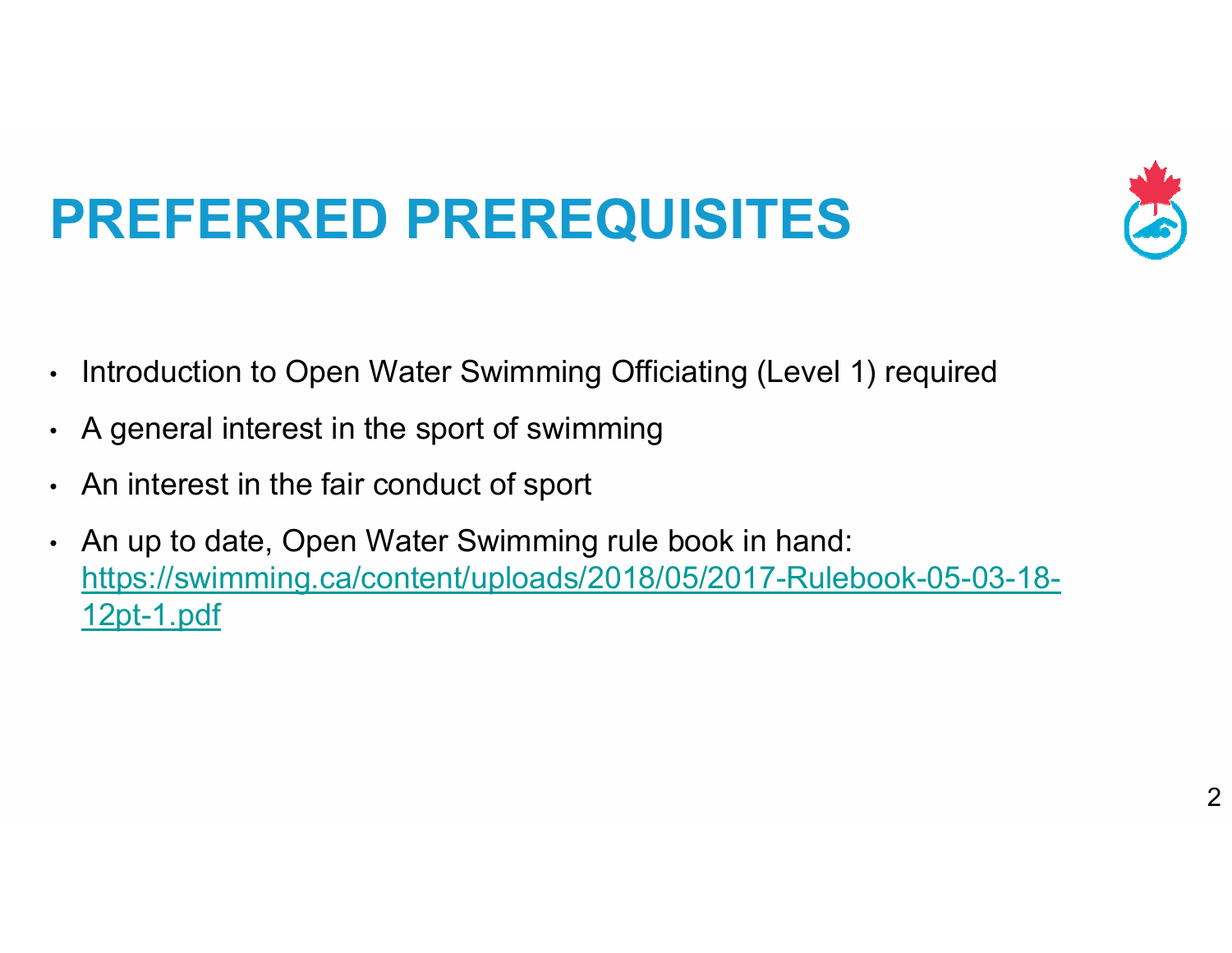# PREFERRED PREREQUISITES

- Introduction to Open Water Swimming Officiating (Level 1) required
- A general interest in the sport of swimming
- An interest in the fair conduct of sport
- An up to date, Open Water Swimming rule book in hand: https://swimming.ca/content/uploads/2018/05/2017-Rulebook-05-03-18-12pt-1.pdf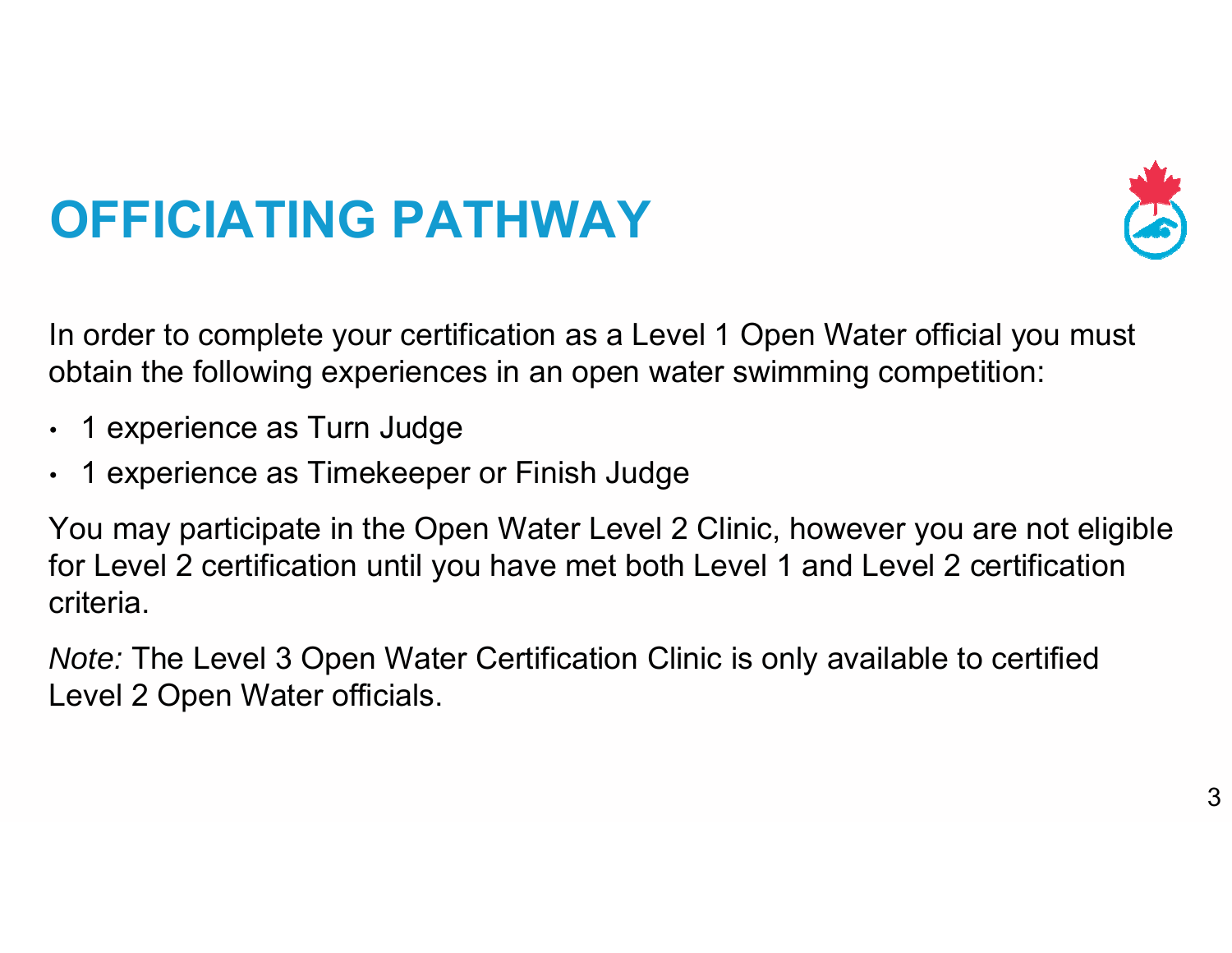# OFFICIATING PATHWAY

In order to complete your certification as a Level 1 Open Water official you must obtain the following experiences in an open water swimming competition:

- 1 experience as Turn Judge
- 1 experience as Timekeeper or Finish Judge

You may participate in the Open Water Level 2 Clinic, however you are not eligible for Level 2 certification until you have met both Level 1 and Level 2 certification criteria.

*Note:* The Level 3 Open Water Certification Clinic is only available to certified Level 2 Open Water officials.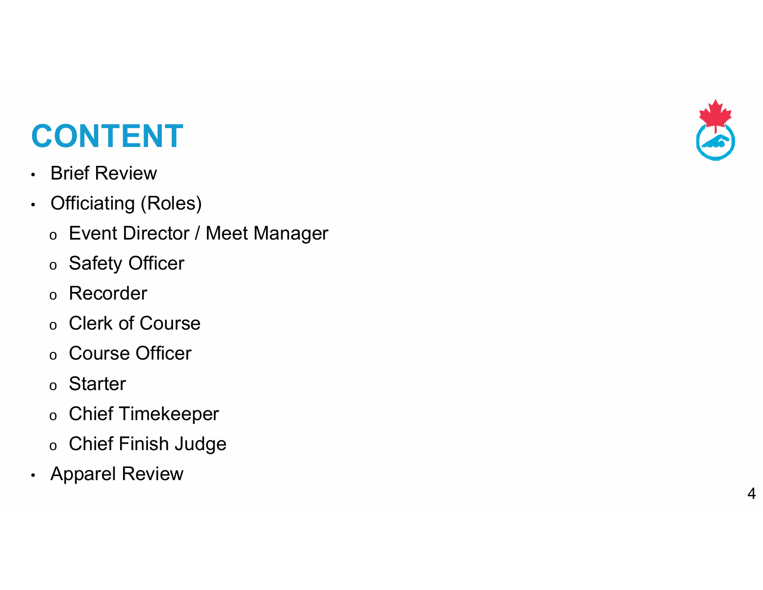# CONTENT

- Brief Review
- Officiating (Roles)
  - Event Director / Meet Manager
  - Safety Officer
  - Recorder
  - Clerk of Course
  - Course Officer
  - Starter
  - Chief Timekeeper
  - Chief Finish Judge
- Apparel Review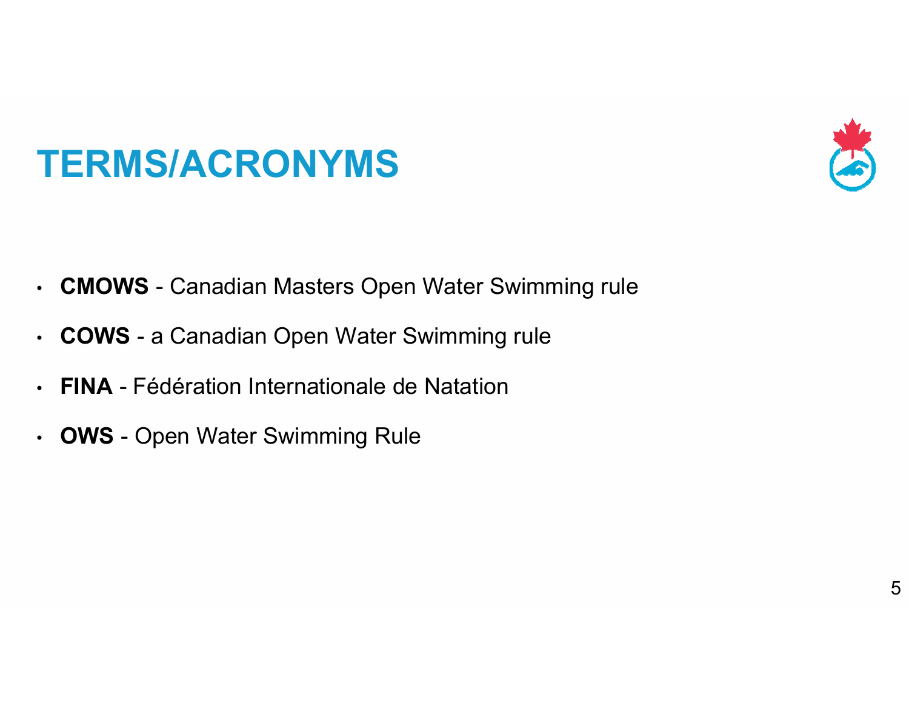# TERMS/ACRONYMS

- **CMOWS** - Canadian Masters Open Water Swimming rule
- **COWS** - a Canadian Open Water Swimming rule
- **FINA** - Fédération Internationale de Natation
- **OWS** - Open Water Swimming Rule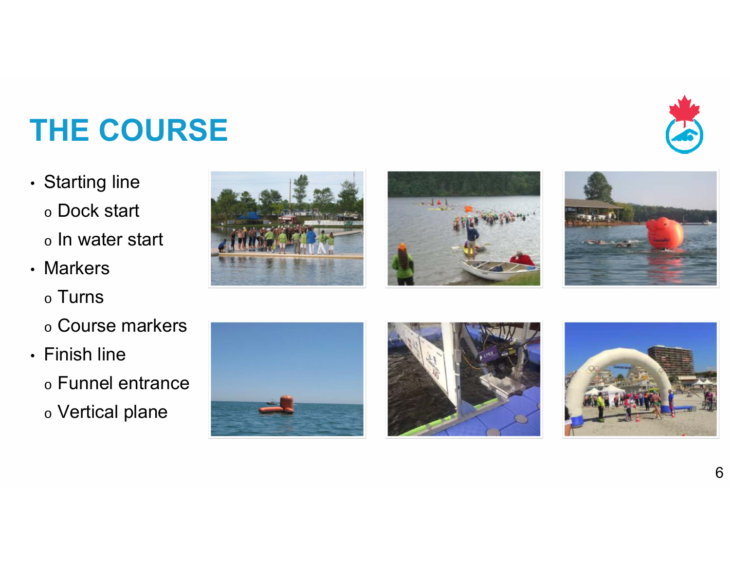# THE COURSE

- Starting line
  - Dock start
  - In water start
- Markers
  - Turns
  - Course markers
- Finish line
  - Funnel entrance
  - Vertical plane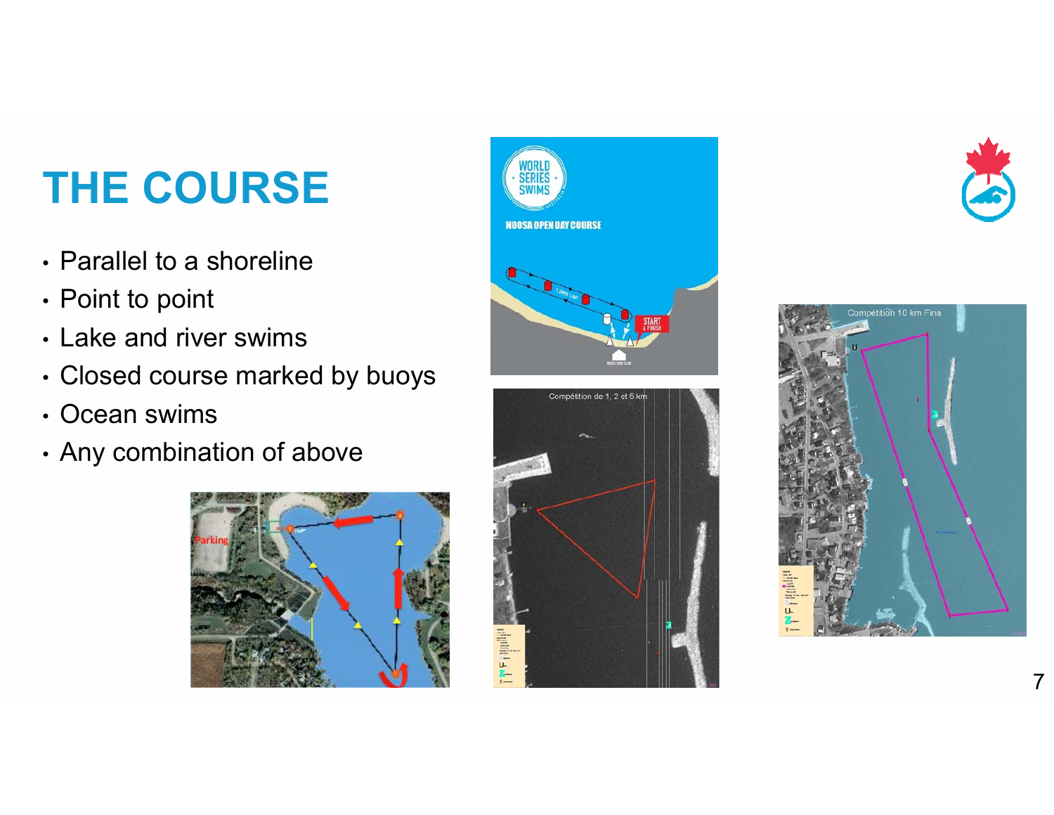# THE COURSE

- Parallel to a shoreline
- Point to point
- Lake and river swims
- Closed course marked by buoys
- Ocean swims
- Any combination of above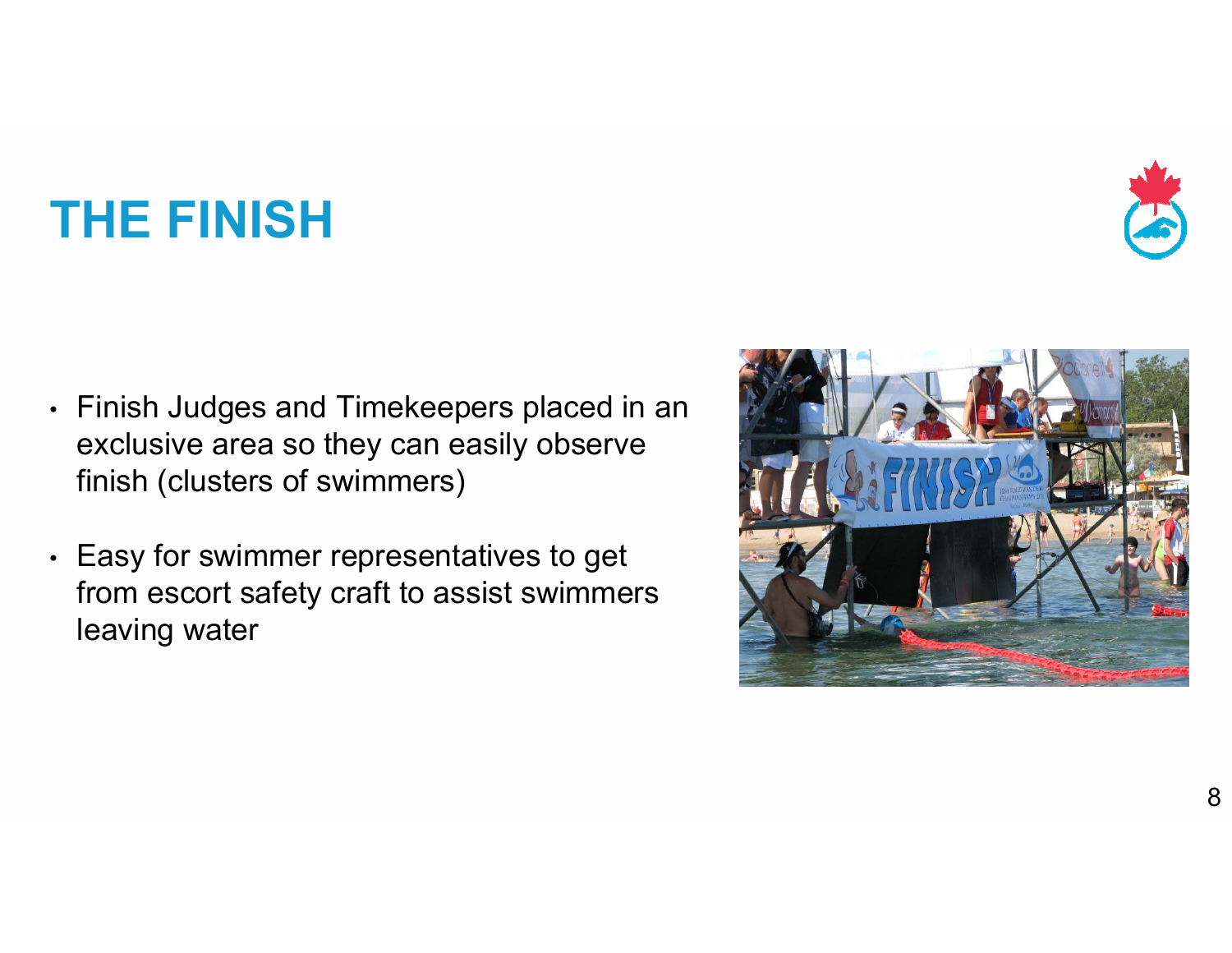# THE FINISH

- Finish Judges and Timekeepers placed in an exclusive area so they can easily observe finish (clusters of swimmers)
- Easy for swimmer representatives to get from escort safety craft to assist swimmers leaving water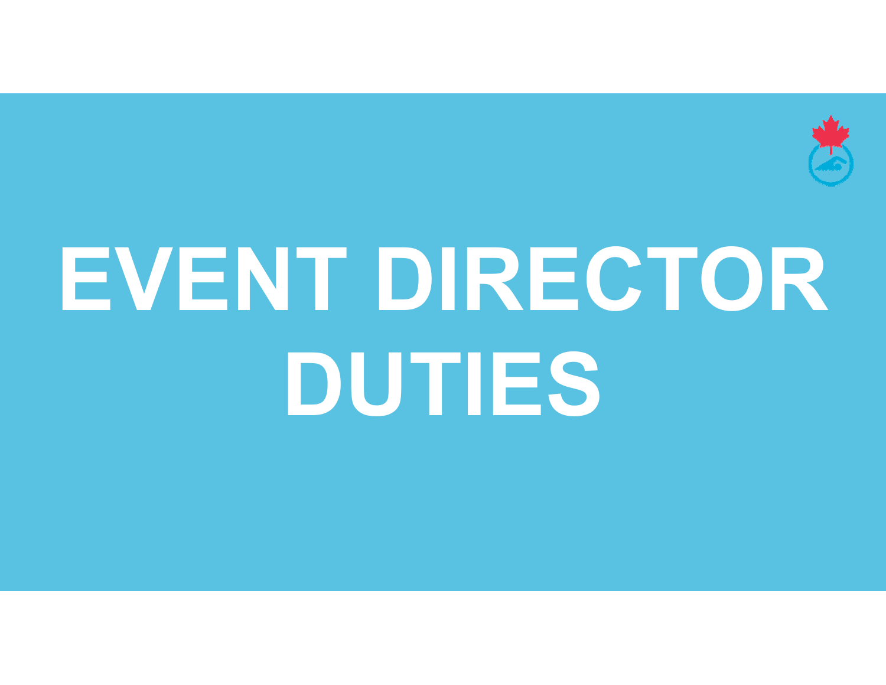# EVENT DIRECTOR DUTIES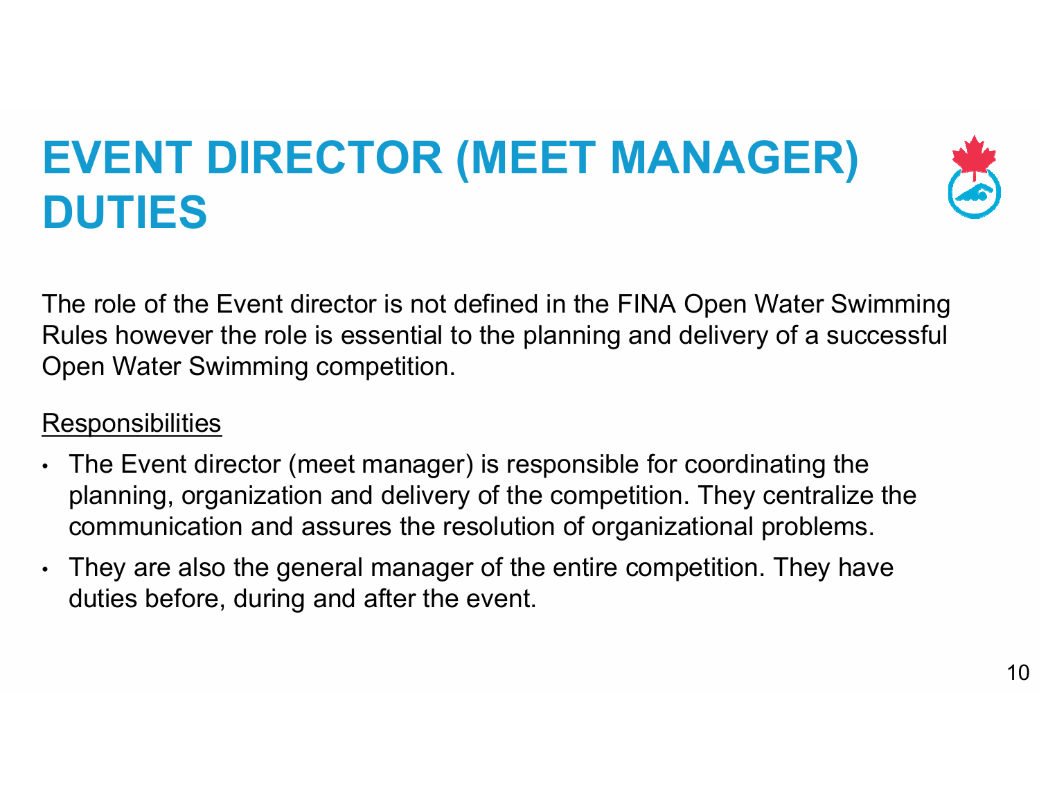# EVENT DIRECTOR (MEET MANAGER) DUTIES

The role of the Event director is not defined in the FINA Open Water Swimming Rules however the role is essential to the planning and delivery of a successful Open Water Swimming competition.

Responsibilities

- The Event director (meet manager) is responsible for coordinating the planning, organization and delivery of the competition. They centralize the communication and assures the resolution of organizational problems.
- They are also the general manager of the entire competition. They have duties before, during and after the event.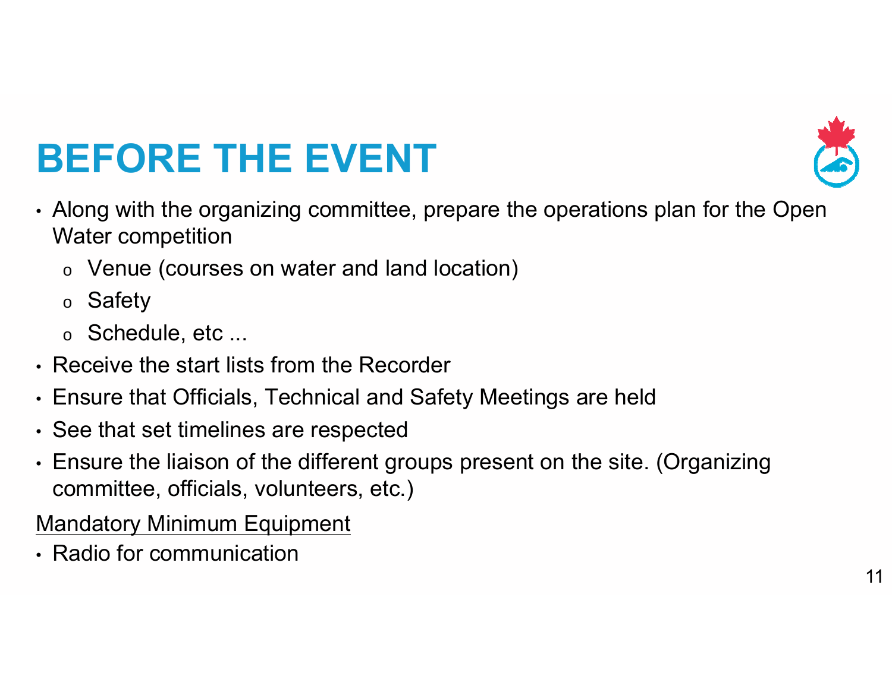# BEFORE THE EVENT

- Along with the organizing committee, prepare the operations plan for the Open Water competition
  - Venue (courses on water and land location)
  - Safety
  - Schedule, etc ...
- Receive the start lists from the Recorder
- Ensure that Officials, Technical and Safety Meetings are held
- See that set timelines are respected
- Ensure the liaison of the different groups present on the site. (Organizing committee, officials, volunteers, etc.)

Mandatory Minimum Equipment

- Radio for communication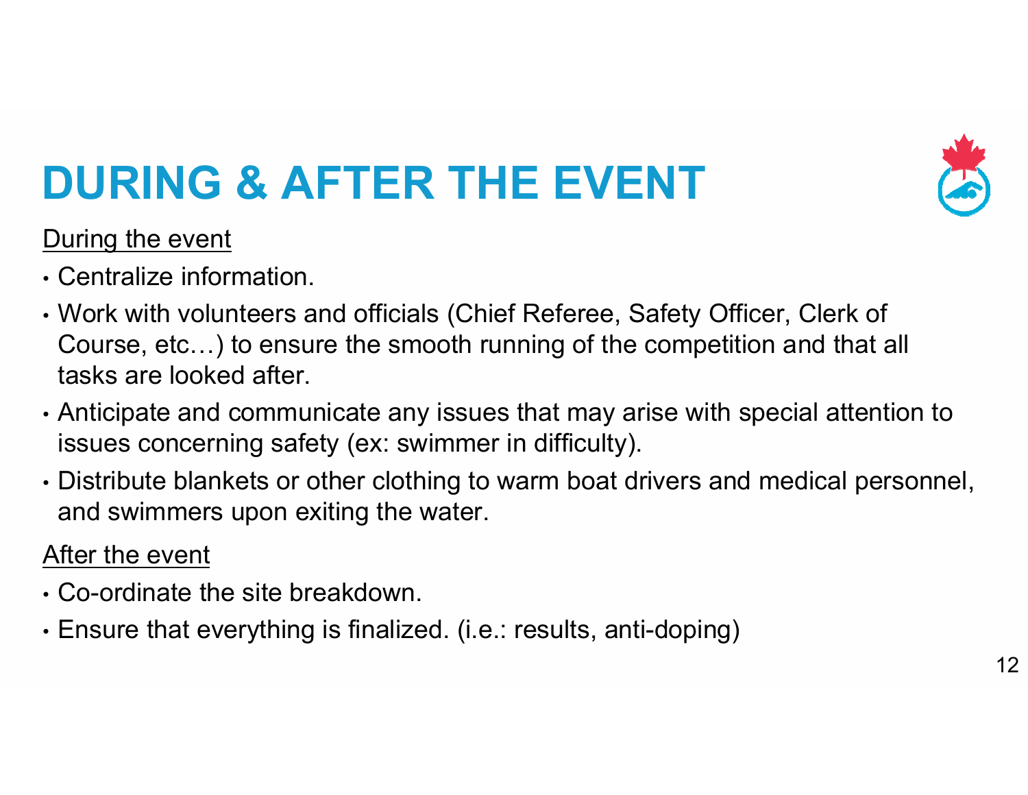# DURING & AFTER THE EVENT

<u>During the event</u>

- Centralize information.
- Work with volunteers and officials (Chief Referee, Safety Officer, Clerk of Course, etc…) to ensure the smooth running of the competition and that all tasks are looked after.
- Anticipate and communicate any issues that may arise with special attention to issues concerning safety (ex: swimmer in difficulty).
- Distribute blankets or other clothing to warm boat drivers and medical personnel, and swimmers upon exiting the water.

<u>After the event</u>

- Co-ordinate the site breakdown.
- Ensure that everything is finalized. (i.e.: results, anti-doping)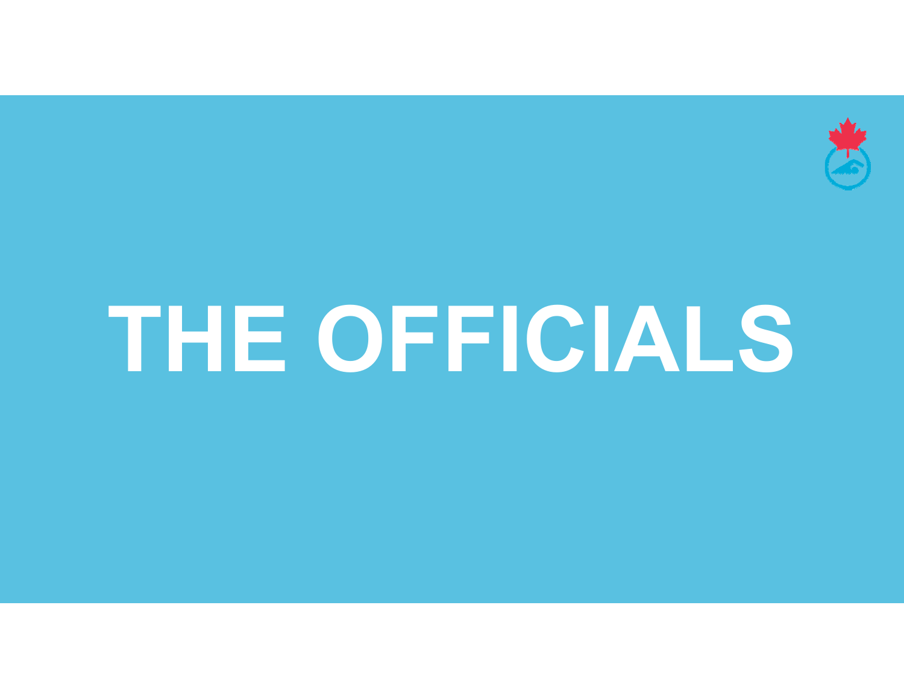# THE OFFICIALS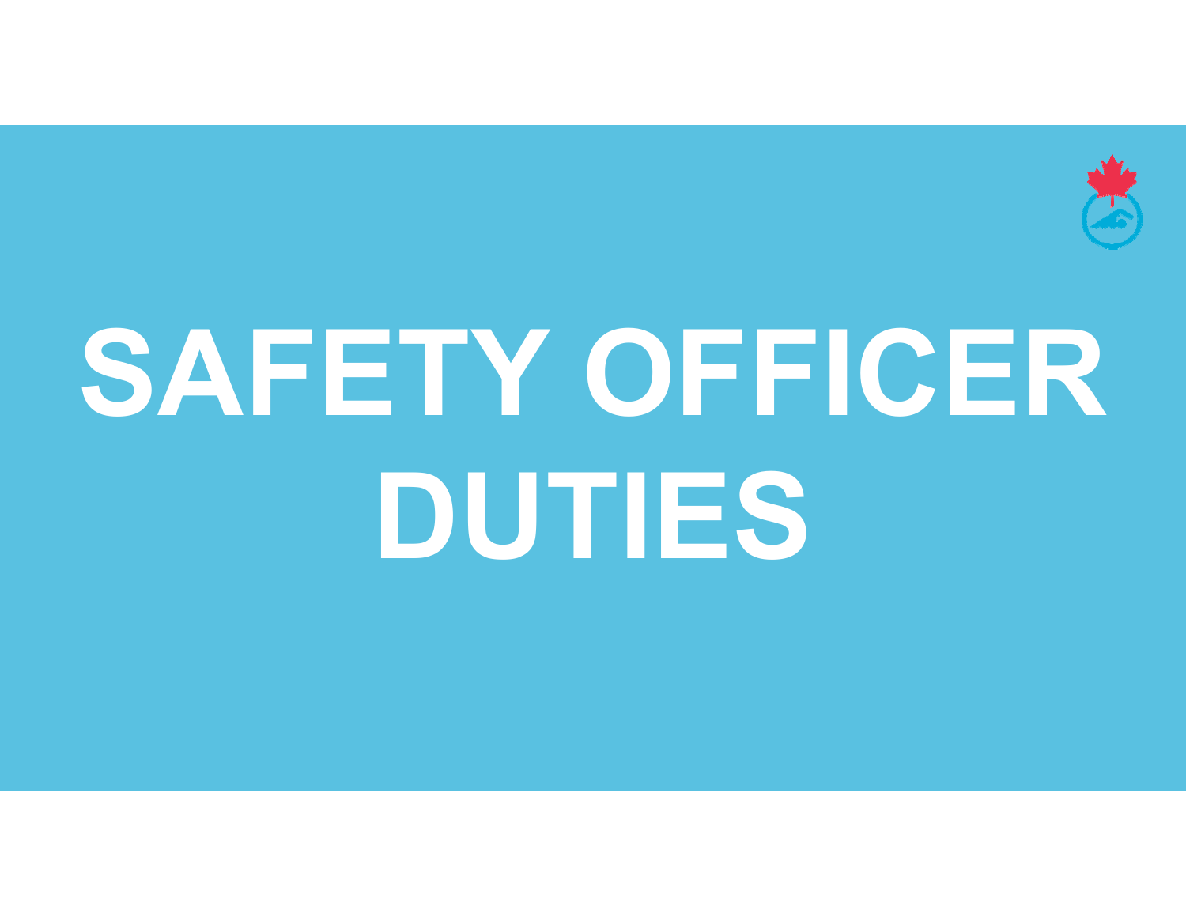# SAFETY OFFICER DUTIES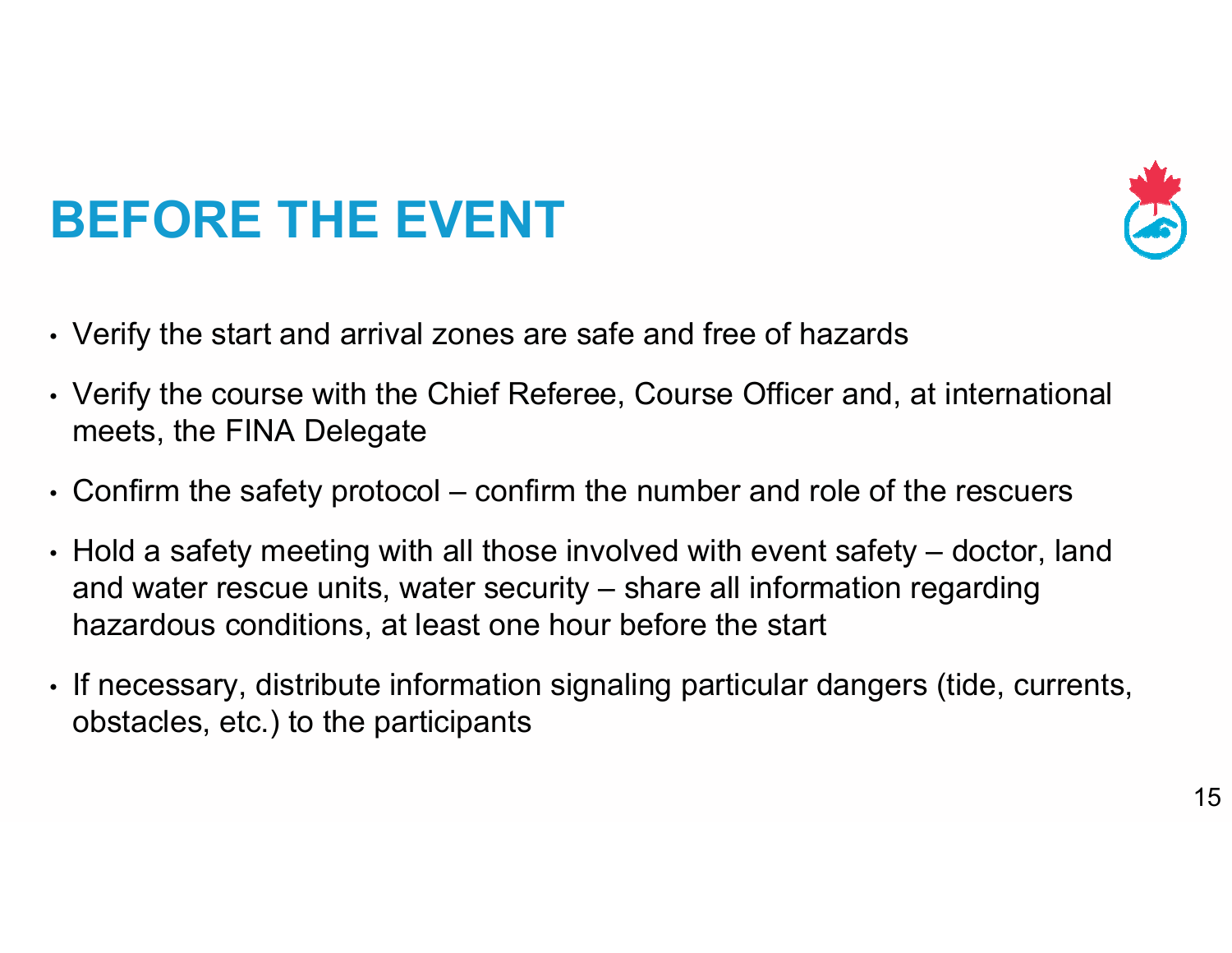# BEFORE THE EVENT

- Verify the start and arrival zones are safe and free of hazards
- Verify the course with the Chief Referee, Course Officer and, at international meets, the FINA Delegate
- Confirm the safety protocol – confirm the number and role of the rescuers
- Hold a safety meeting with all those involved with event safety – doctor, land and water rescue units, water security – share all information regarding hazardous conditions, at least one hour before the start
- If necessary, distribute information signaling particular dangers (tide, currents, obstacles, etc.) to the participants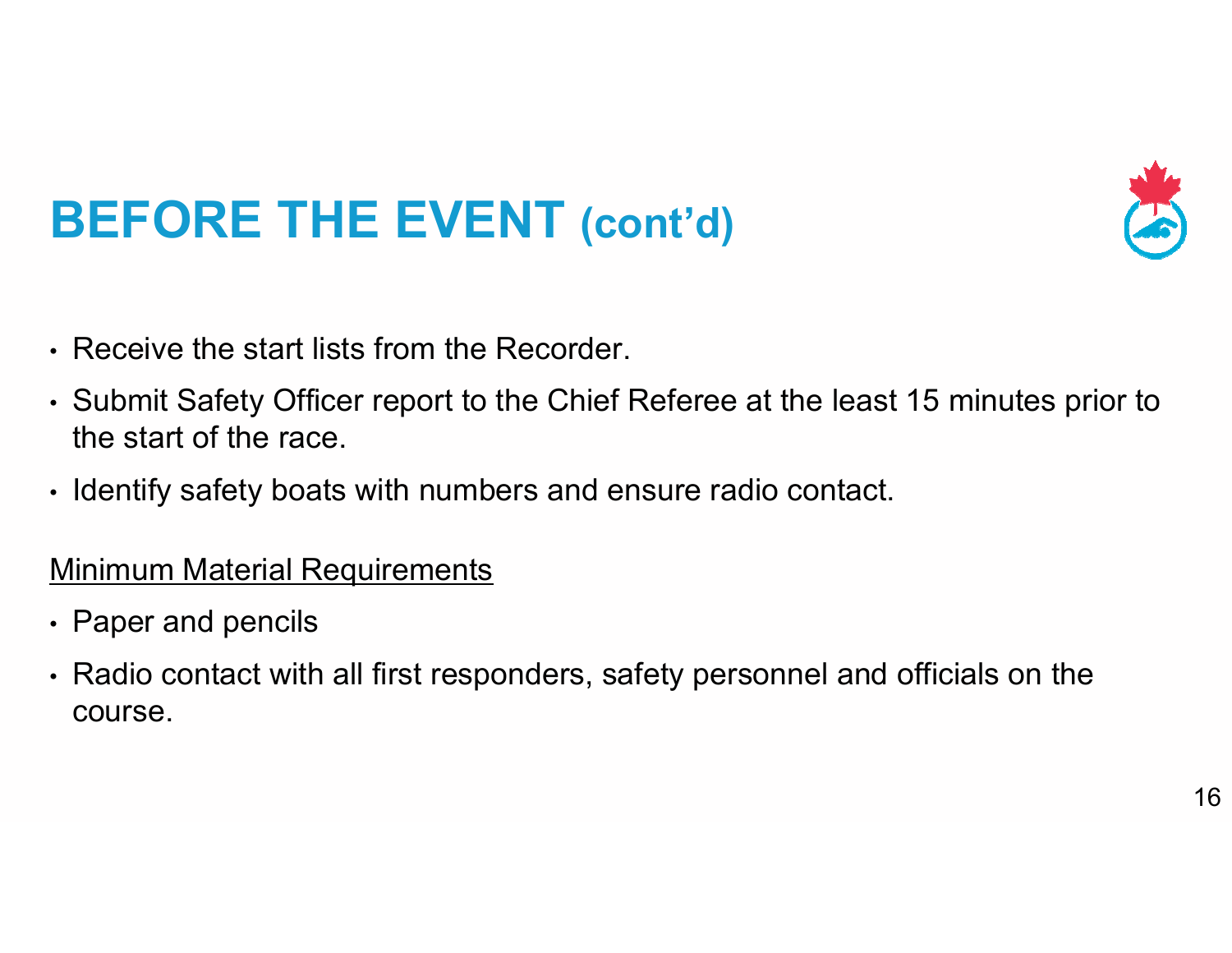# BEFORE THE EVENT (cont'd)

- Receive the start lists from the Recorder.
- Submit Safety Officer report to the Chief Referee at the least 15 minutes prior to the start of the race.
- Identify safety boats with numbers and ensure radio contact.

Minimum Material Requirements

- Paper and pencils
- Radio contact with all first responders, safety personnel and officials on the course.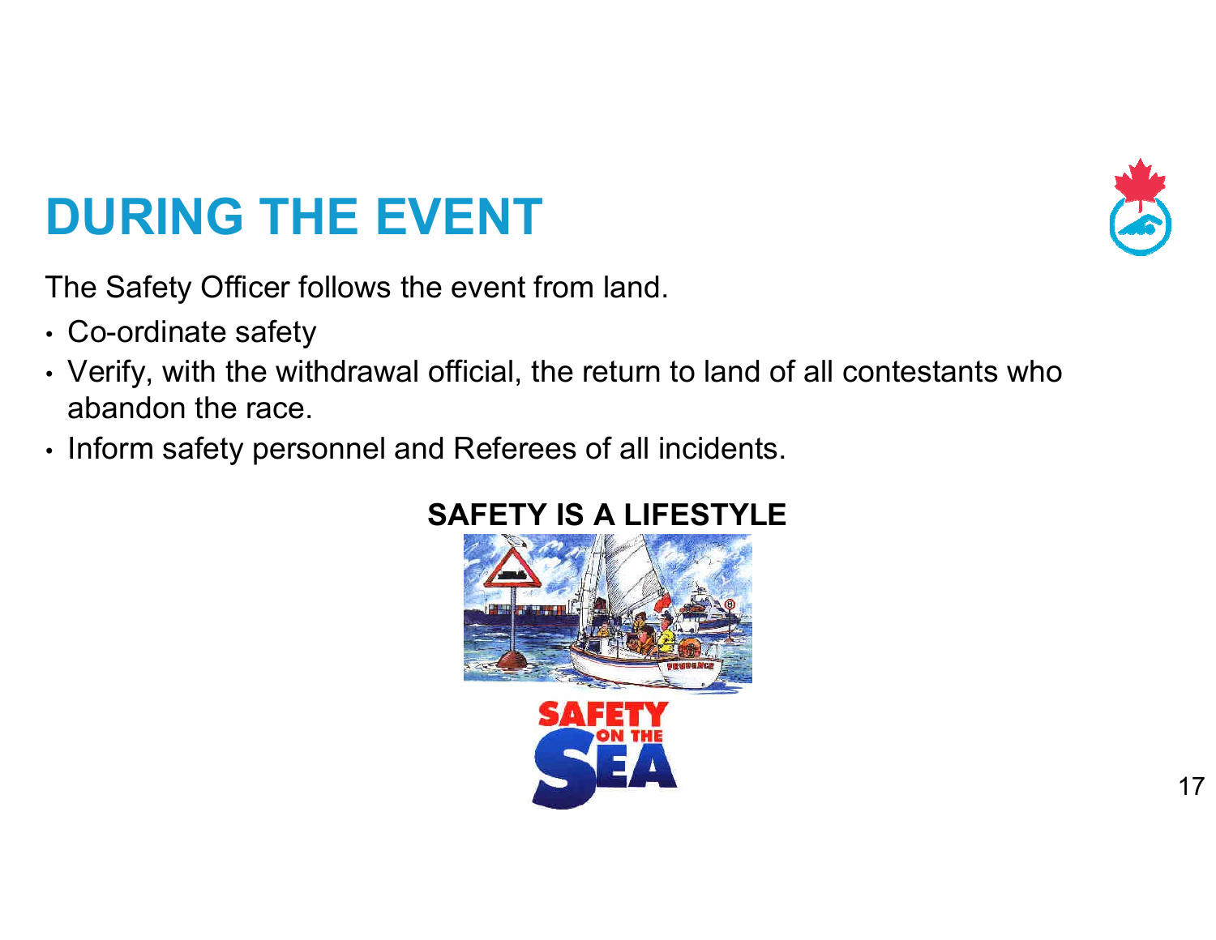# DURING THE EVENT

The Safety Officer follows the event from land.

- Co-ordinate safety
- Verify, with the withdrawal official, the return to land of all contestants who abandon the race.
- Inform safety personnel and Referees of all incidents.

**SAFETY IS A LIFESTYLE**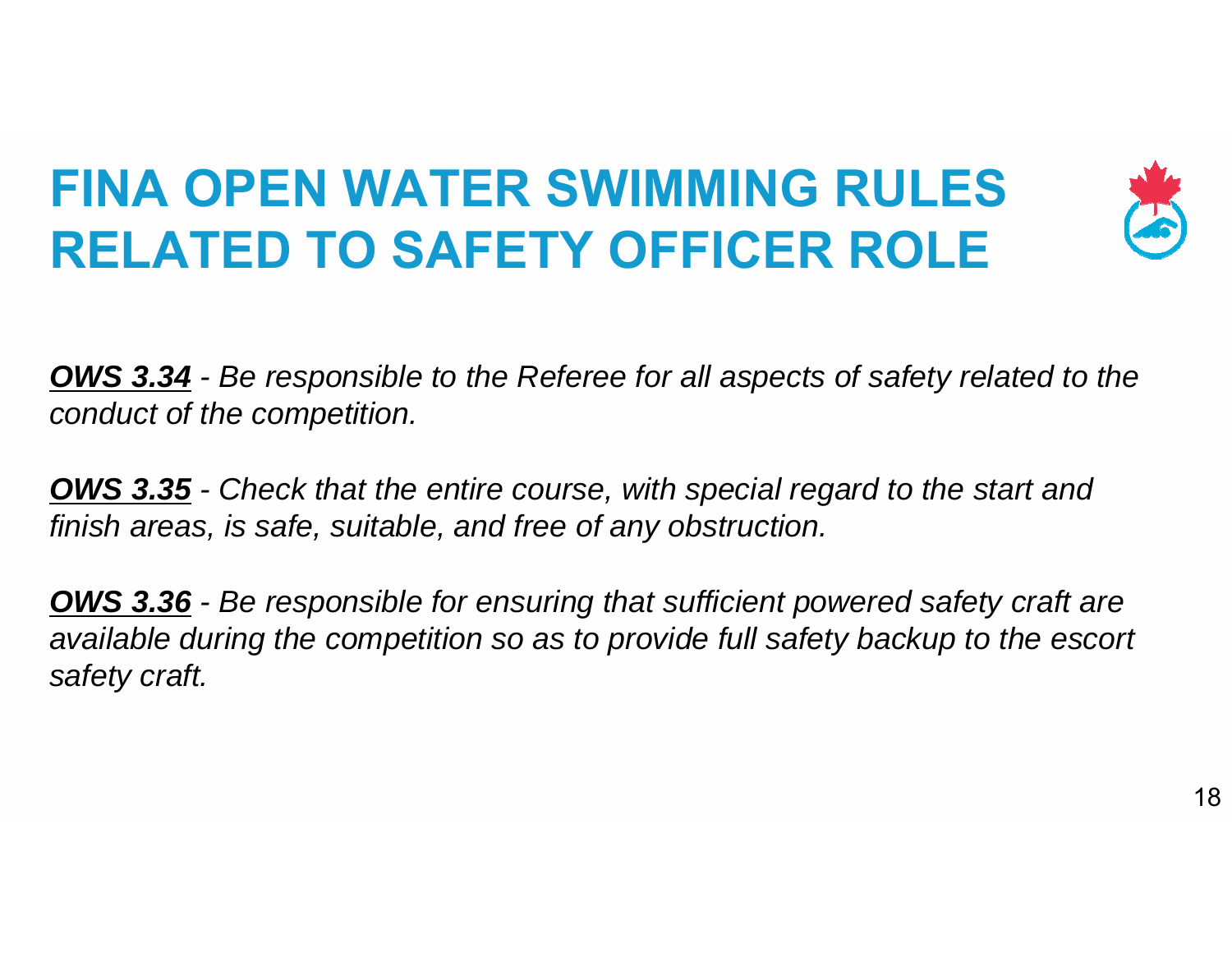# FINA OPEN WATER SWIMMING RULES RELATED TO SAFETY OFFICER ROLE

***OWS 3.34*** *- Be responsible to the Referee for all aspects of safety related to the conduct of the competition.*

***OWS 3.35*** *- Check that the entire course, with special regard to the start and finish areas, is safe, suitable, and free of any obstruction.*

***OWS 3.36*** *- Be responsible for ensuring that sufficient powered safety craft are available during the competition so as to provide full safety backup to the escort safety craft.*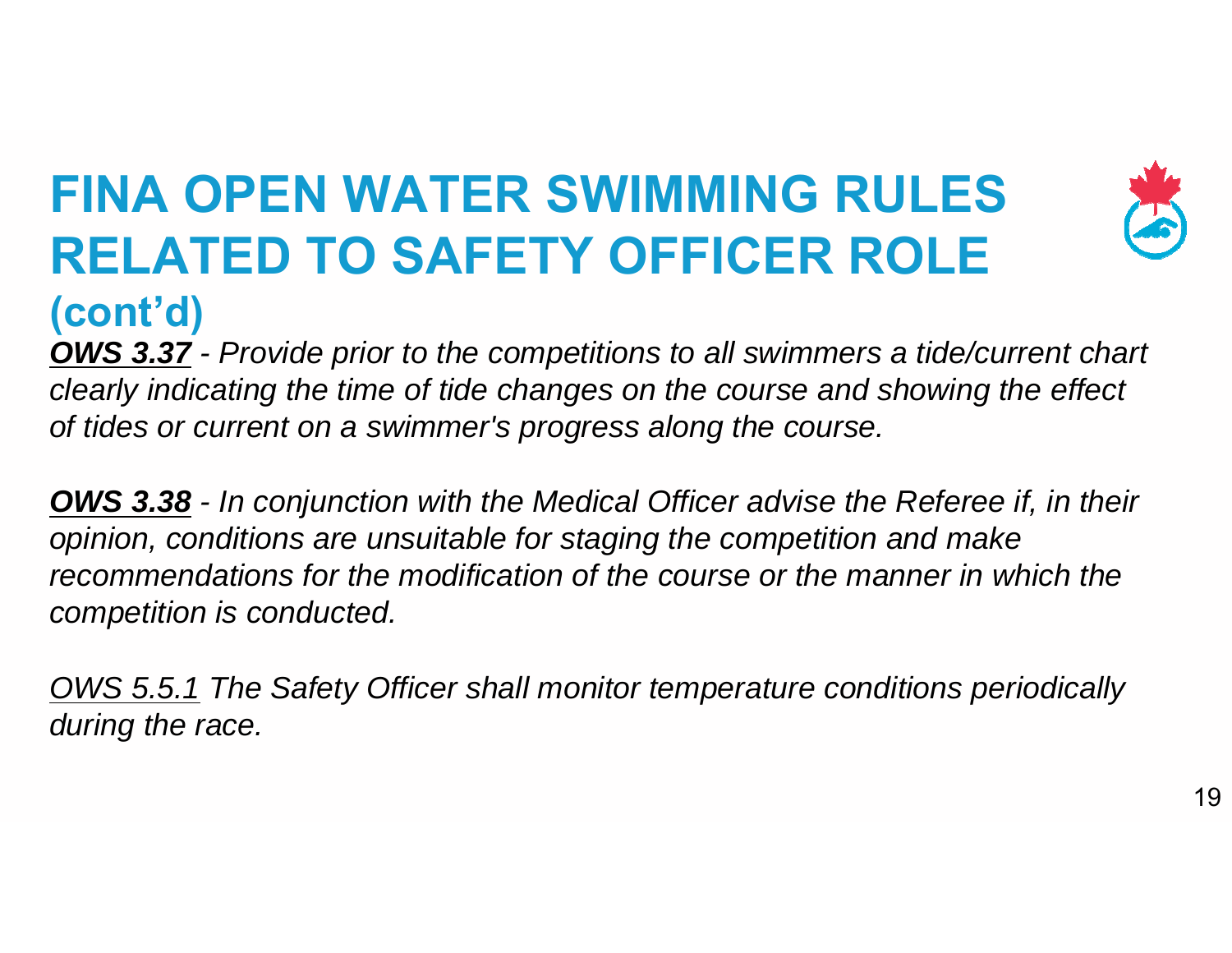# FINA OPEN WATER SWIMMING RULES RELATED TO SAFETY OFFICER ROLE (cont'd)

***OWS 3.37*** *- Provide prior to the competitions to all swimmers a tide/current chart clearly indicating the time of tide changes on the course and showing the effect of tides or current on a swimmer's progress along the course.*

***OWS 3.38*** *- In conjunction with the Medical Officer advise the Referee if, in their opinion, conditions are unsuitable for staging the competition and make recommendations for the modification of the course or the manner in which the competition is conducted.*

*OWS 5.5.1 The Safety Officer shall monitor temperature conditions periodically during the race.*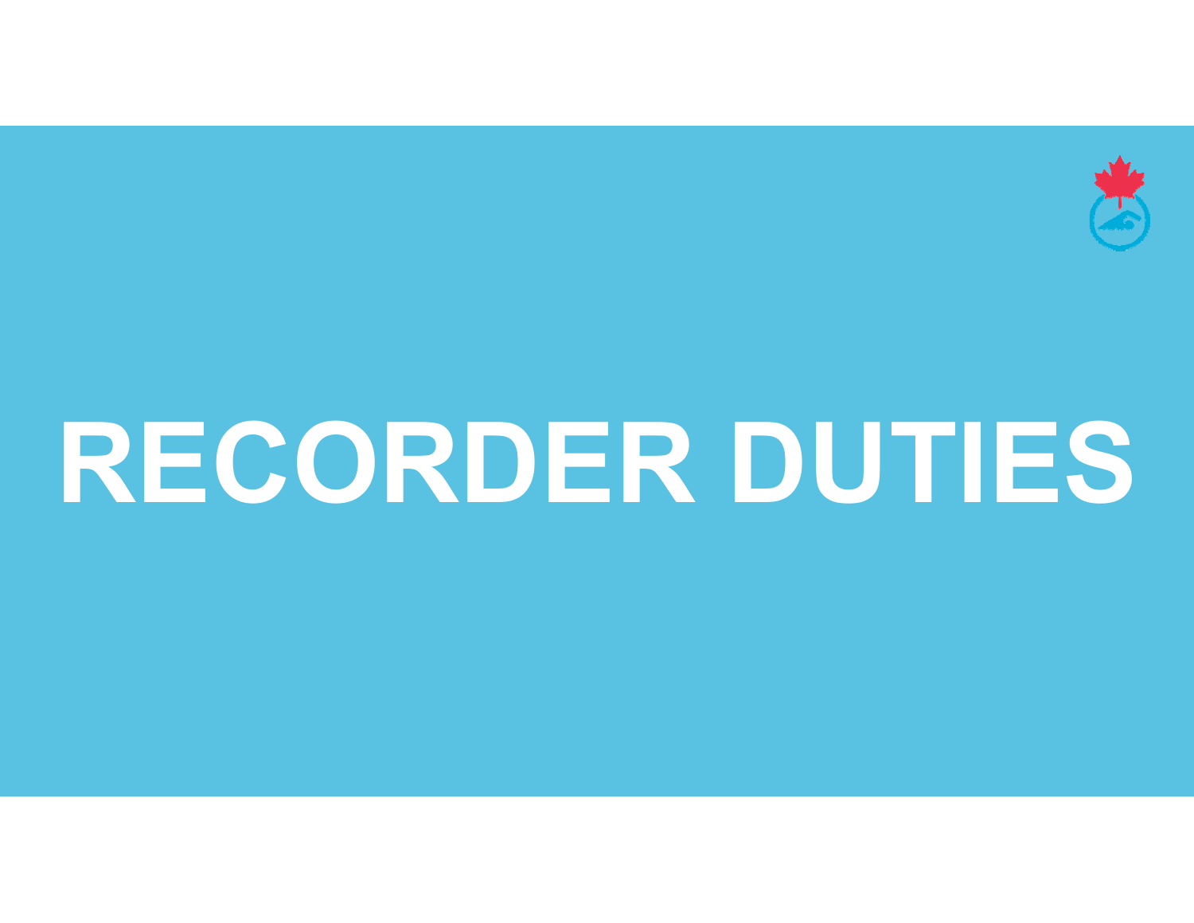# RECORDER DUTIES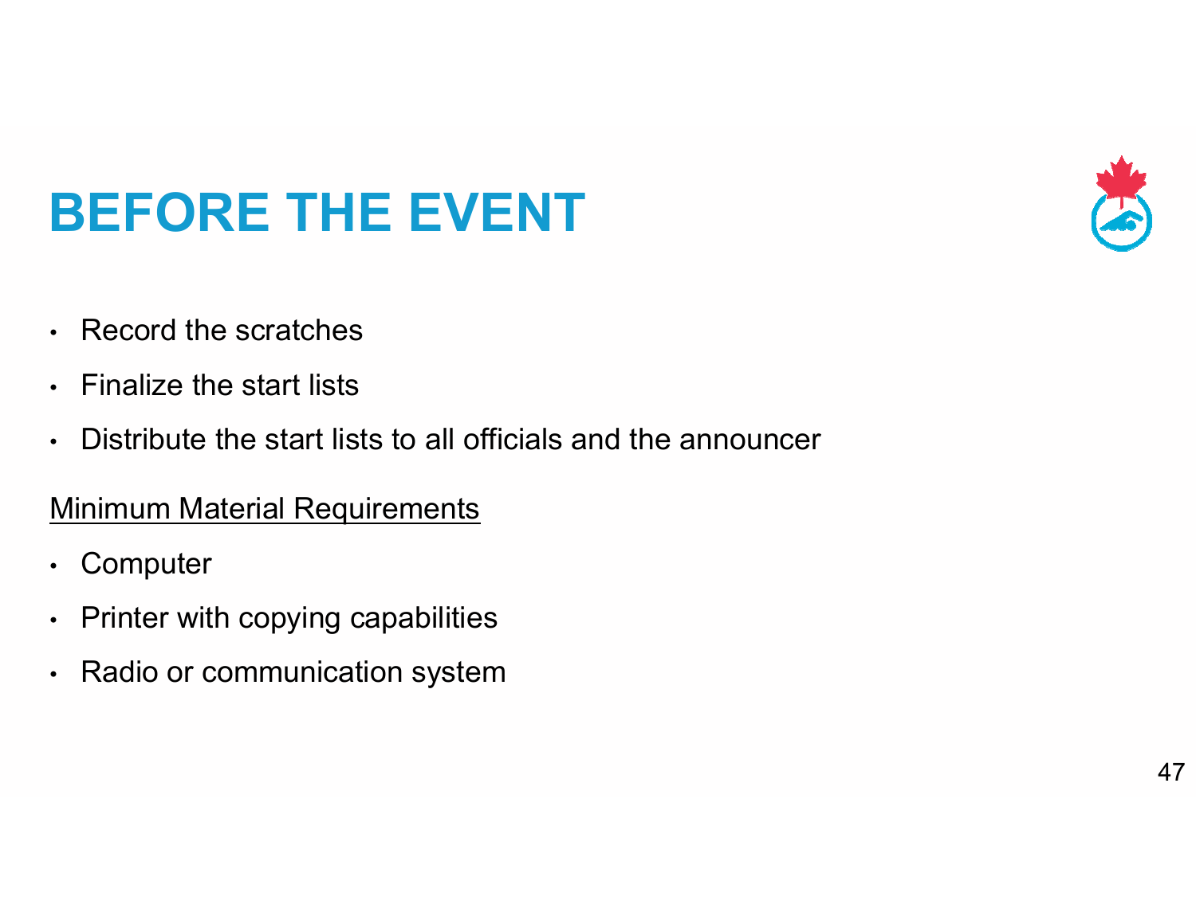# BEFORE THE EVENT

- Record the scratches
- Finalize the start lists
- Distribute the start lists to all officials and the announcer

Minimum Material Requirements

- Computer
- Printer with copying capabilities
- Radio or communication system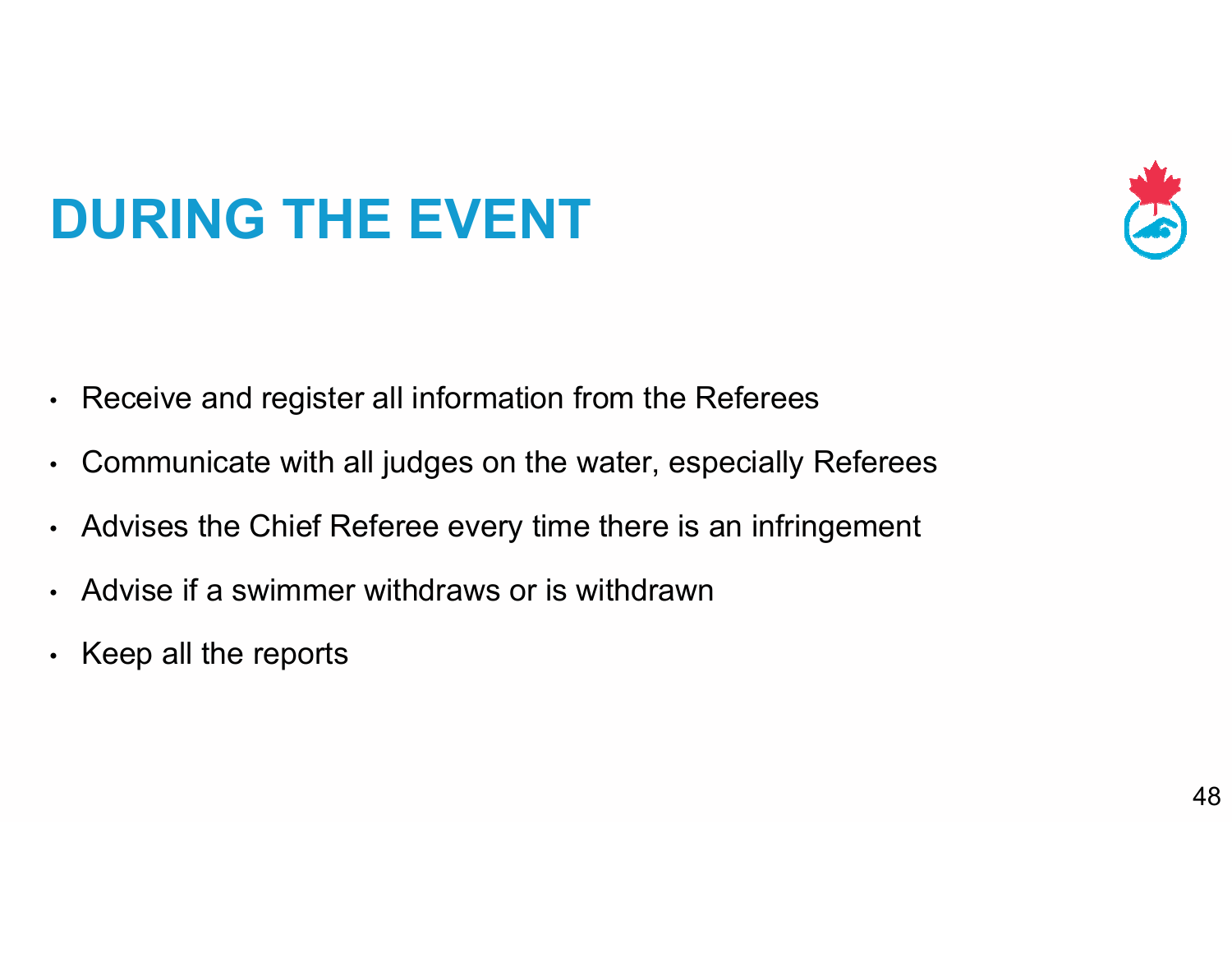# DURING THE EVENT

- Receive and register all information from the Referees
- Communicate with all judges on the water, especially Referees
- Advises the Chief Referee every time there is an infringement
- Advise if a swimmer withdraws or is withdrawn
- Keep all the reports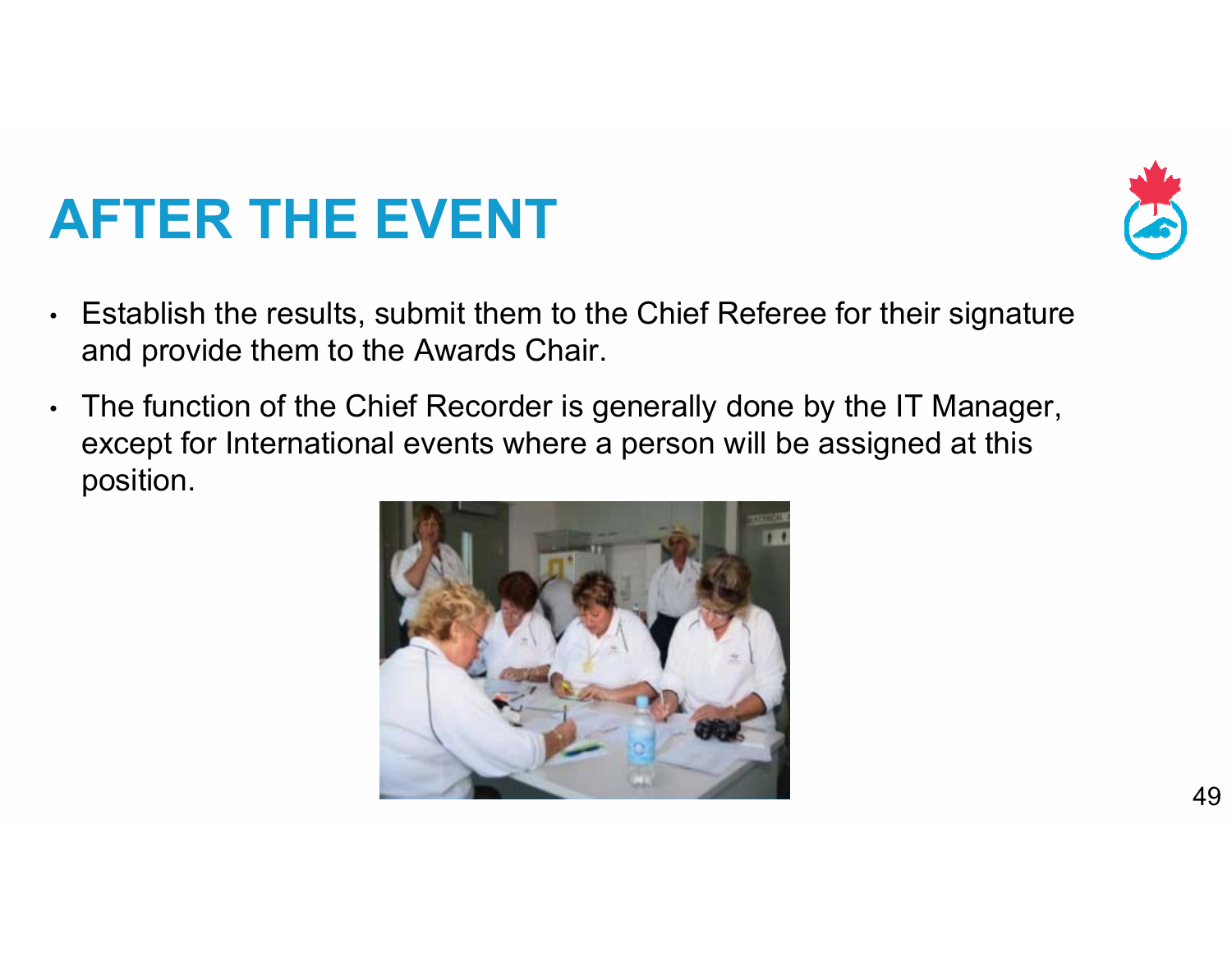# AFTER THE EVENT

- Establish the results, submit them to the Chief Referee for their signature and provide them to the Awards Chair.
- The function of the Chief Recorder is generally done by the IT Manager, except for International events where a person will be assigned at this position.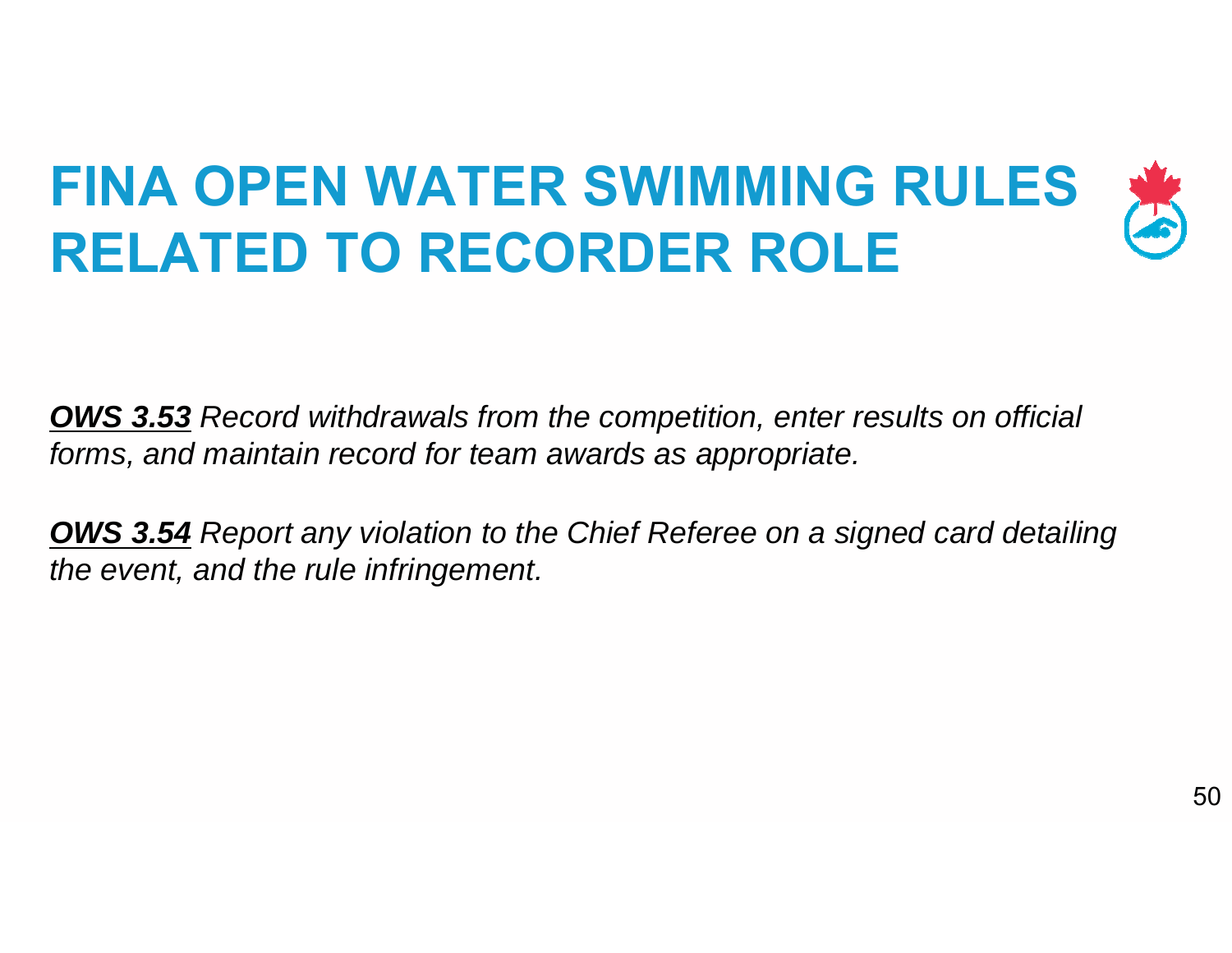# FINA OPEN WATER SWIMMING RULES RELATED TO RECORDER ROLE

***OWS 3.53*** *Record withdrawals from the competition, enter results on official forms, and maintain record for team awards as appropriate.*

***OWS 3.54*** *Report any violation to the Chief Referee on a signed card detailing the event, and the rule infringement.*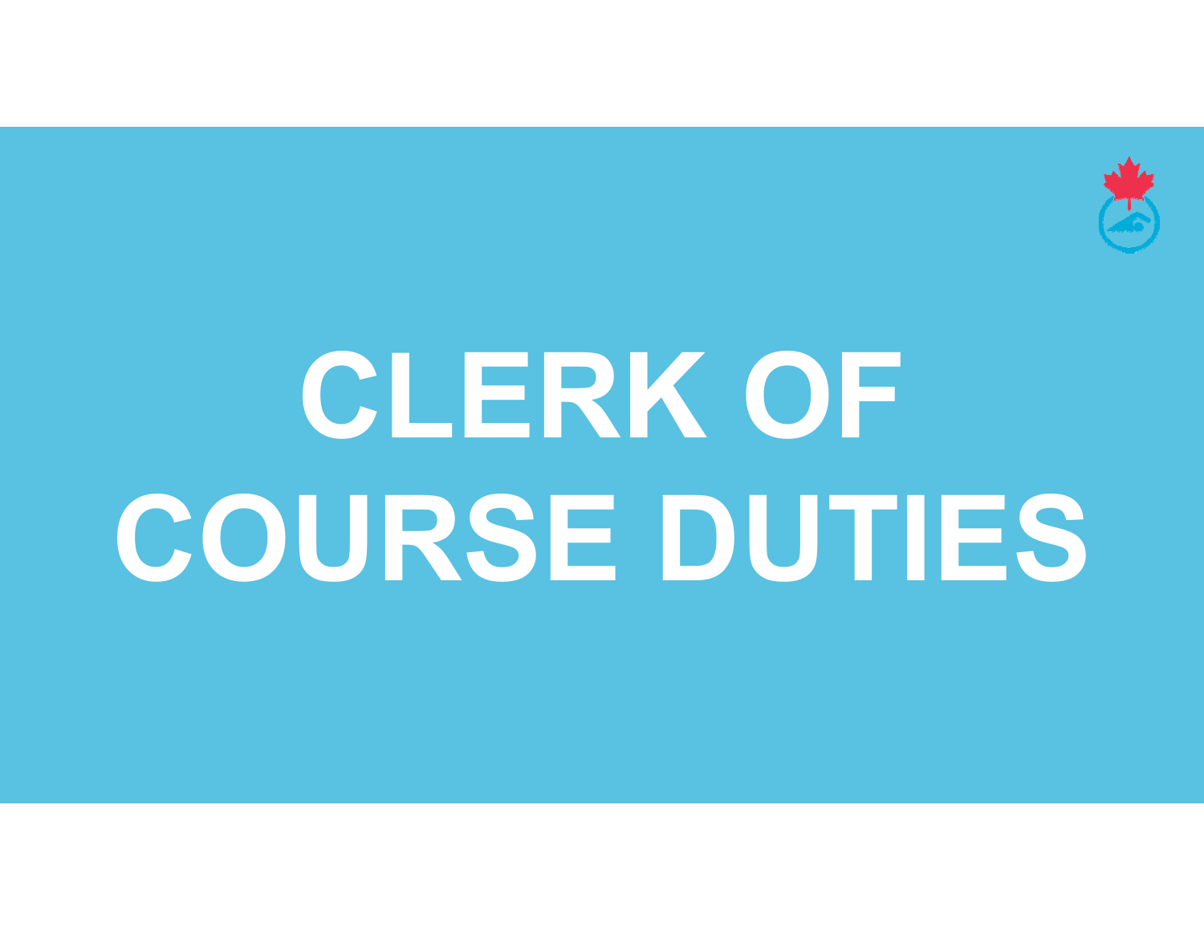# CLERK OF COURSE DUTIES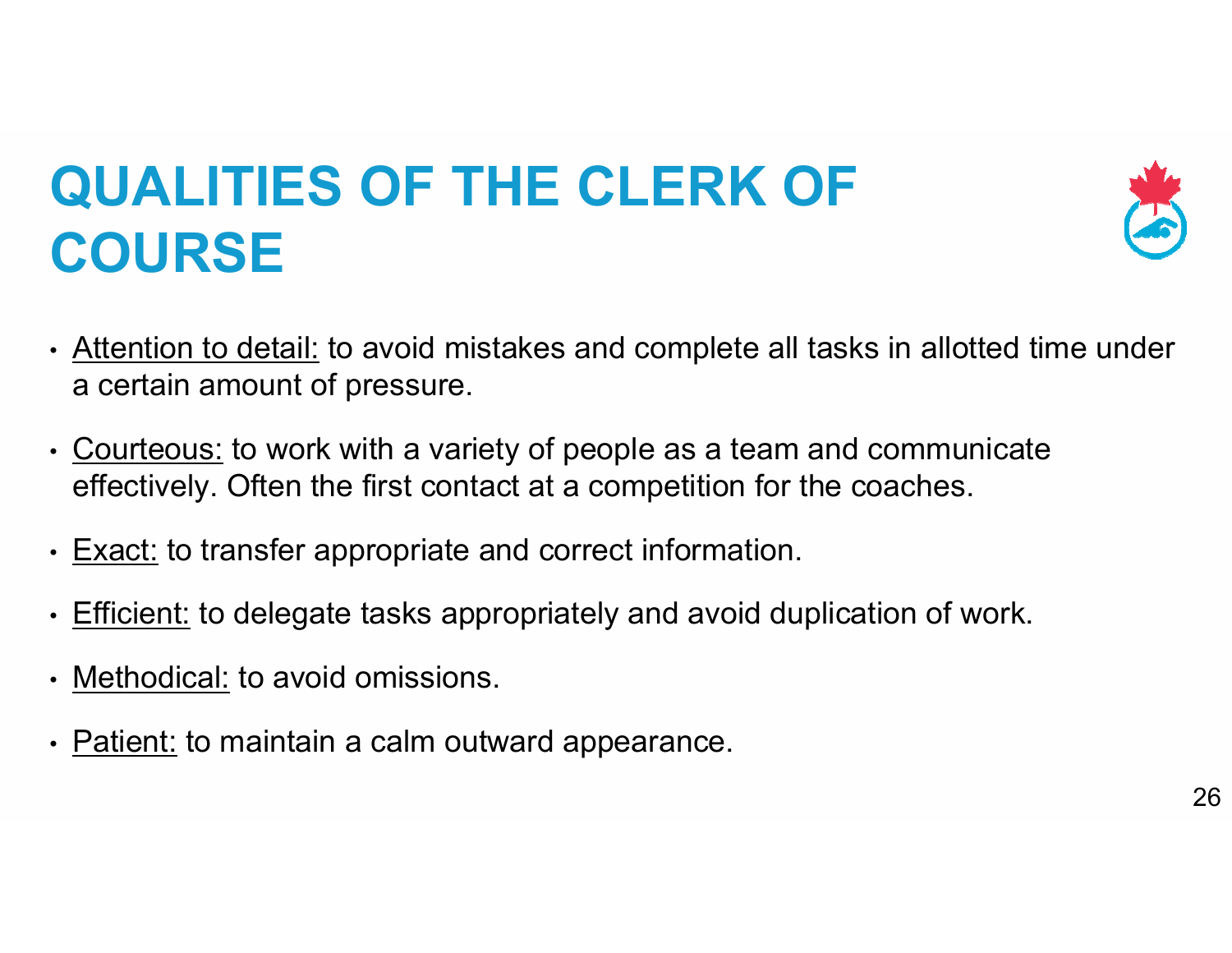# QUALITIES OF THE CLERK OF COURSE

- Attention to detail: to avoid mistakes and complete all tasks in allotted time under a certain amount of pressure.
- Courteous: to work with a variety of people as a team and communicate effectively. Often the first contact at a competition for the coaches.
- Exact: to transfer appropriate and correct information.
- Efficient: to delegate tasks appropriately and avoid duplication of work.
- Methodical: to avoid omissions.
- Patient: to maintain a calm outward appearance.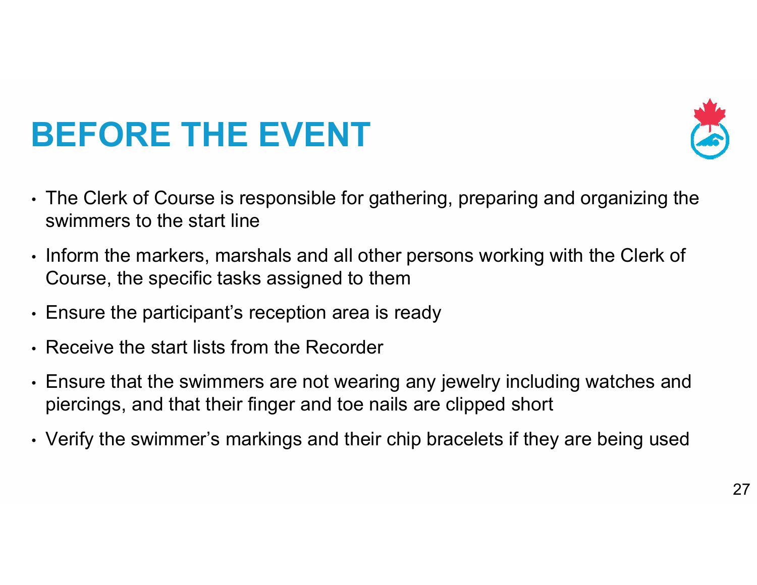# BEFORE THE EVENT

- The Clerk of Course is responsible for gathering, preparing and organizing the swimmers to the start line
- Inform the markers, marshals and all other persons working with the Clerk of Course, the specific tasks assigned to them
- Ensure the participant's reception area is ready
- Receive the start lists from the Recorder
- Ensure that the swimmers are not wearing any jewelry including watches and piercings, and that their finger and toe nails are clipped short
- Verify the swimmer's markings and their chip bracelets if they are being used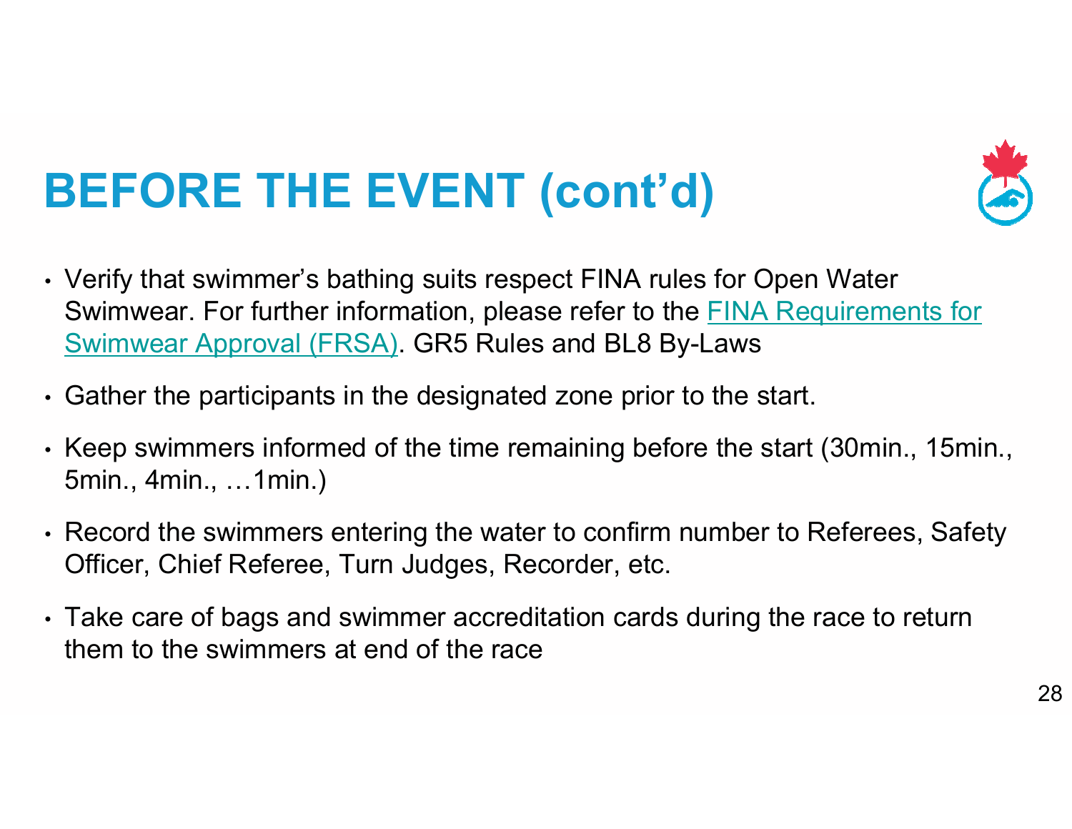# BEFORE THE EVENT (cont'd)

- Verify that swimmer's bathing suits respect FINA rules for Open Water Swimwear. For further information, please refer to the FINA Requirements for Swimwear Approval (FRSA). GR5 Rules and BL8 By-Laws
- Gather the participants in the designated zone prior to the start.
- Keep swimmers informed of the time remaining before the start (30min., 15min., 5min., 4min., …1min.)
- Record the swimmers entering the water to confirm number to Referees, Safety Officer, Chief Referee, Turn Judges, Recorder, etc.
- Take care of bags and swimmer accreditation cards during the race to return them to the swimmers at end of the race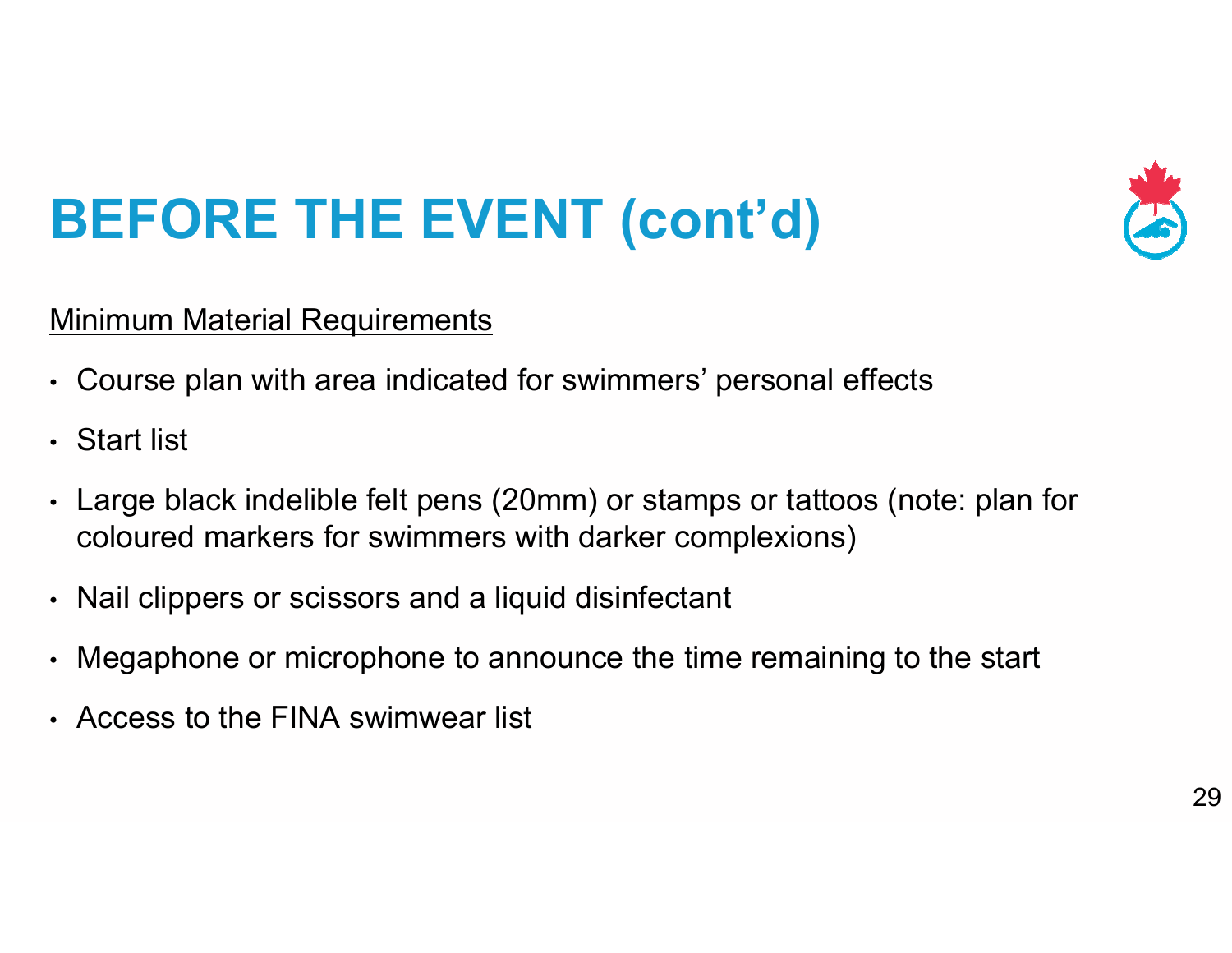# BEFORE THE EVENT (cont'd)

Minimum Material Requirements

- Course plan with area indicated for swimmers' personal effects
- Start list
- Large black indelible felt pens (20mm) or stamps or tattoos (note: plan for coloured markers for swimmers with darker complexions)
- Nail clippers or scissors and a liquid disinfectant
- Megaphone or microphone to announce the time remaining to the start
- Access to the FINA swimwear list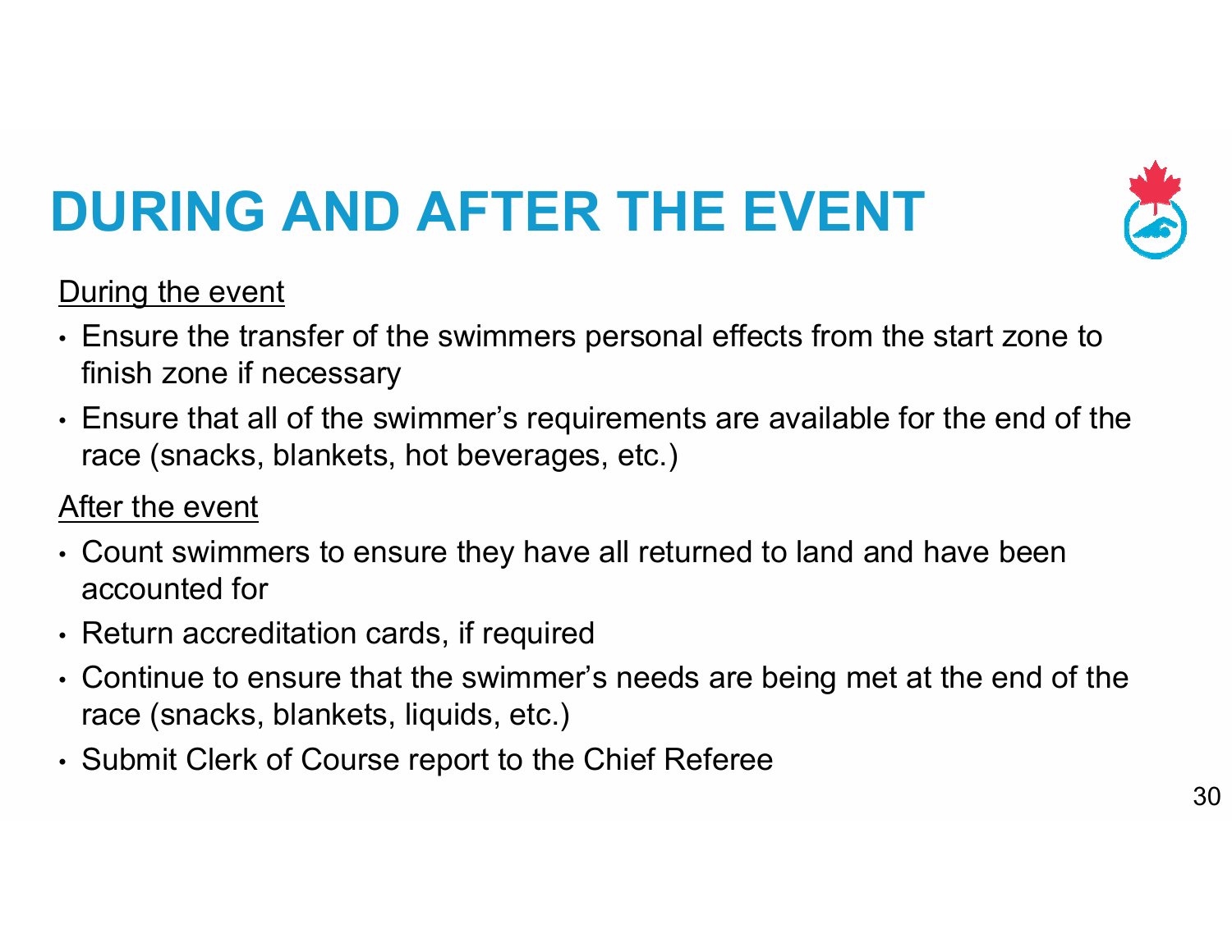# DURING AND AFTER THE EVENT

<u>During the event</u>

- Ensure the transfer of the swimmers personal effects from the start zone to finish zone if necessary
- Ensure that all of the swimmer’s requirements are available for the end of the race (snacks, blankets, hot beverages, etc.)

<u>After the event</u>

- Count swimmers to ensure they have all returned to land and have been accounted for
- Return accreditation cards, if required
- Continue to ensure that the swimmer’s needs are being met at the end of the race (snacks, blankets, liquids, etc.)
- Submit Clerk of Course report to the Chief Referee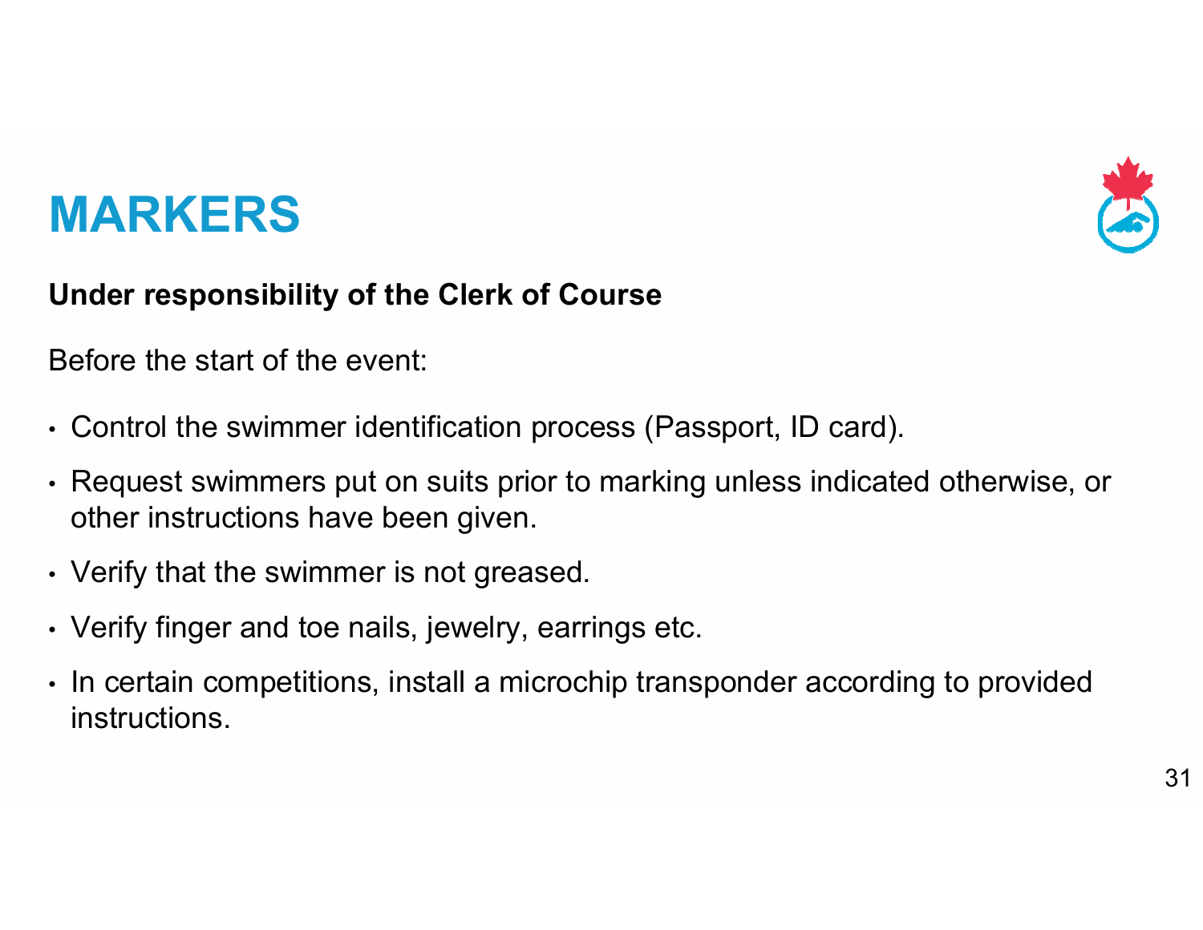# MARKERS

**Under responsibility of the Clerk of Course**

Before the start of the event:

- Control the swimmer identification process (Passport, ID card).
- Request swimmers put on suits prior to marking unless indicated otherwise, or other instructions have been given.
- Verify that the swimmer is not greased.
- Verify finger and toe nails, jewelry, earrings etc.
- In certain competitions, install a microchip transponder according to provided instructions.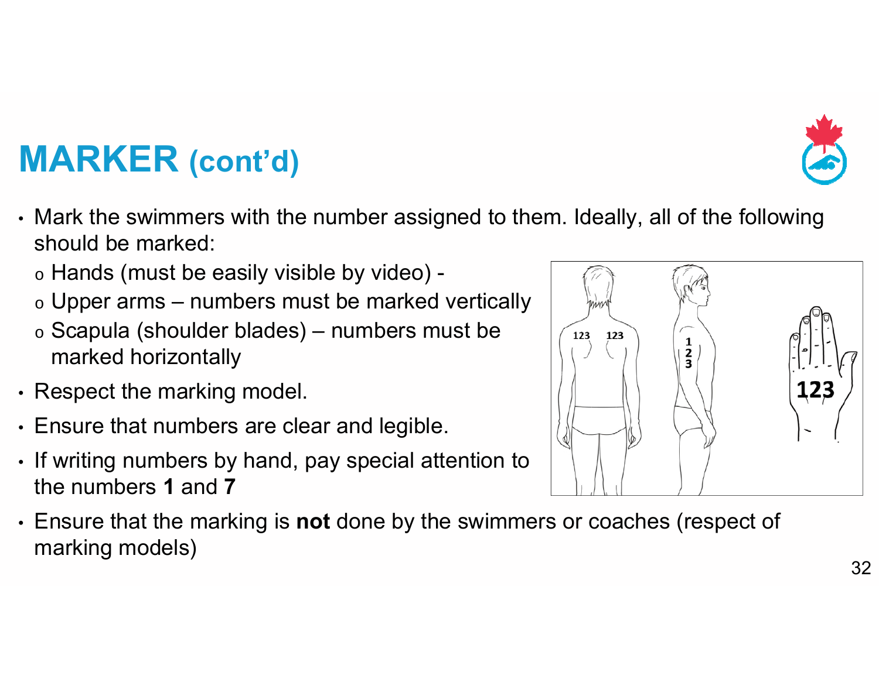# MARKER (cont'd)

- Mark the swimmers with the number assigned to them. Ideally, all of the following should be marked:
  - Hands (must be easily visible by video) -
  - Upper arms – numbers must be marked vertically
  - Scapula (shoulder blades) – numbers must be marked horizontally
- Respect the marking model.
- Ensure that numbers are clear and legible.
- If writing numbers by hand, pay special attention to the numbers **1** and **7**
- Ensure that the marking is **not** done by the swimmers or coaches (respect of marking models)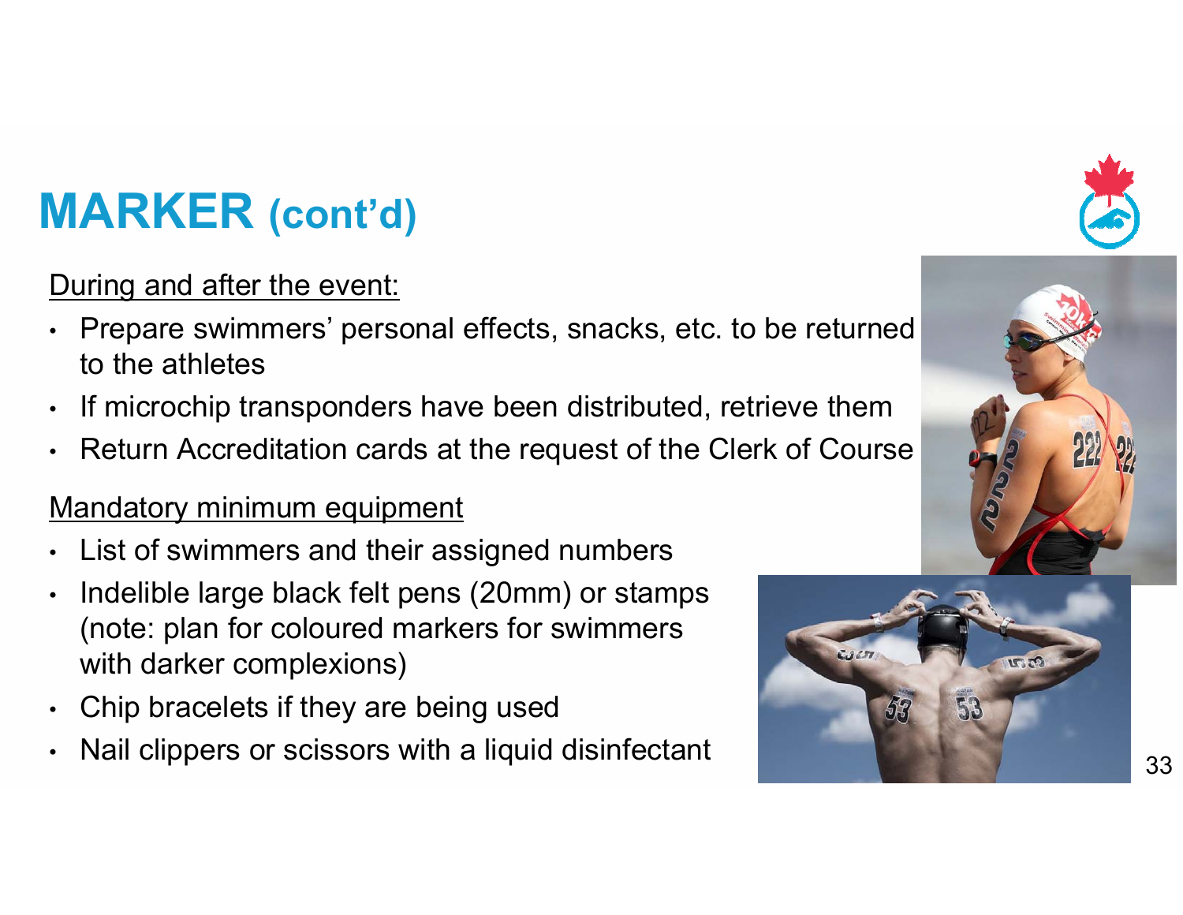# MARKER (cont'd)

During and after the event:

- Prepare swimmers' personal effects, snacks, etc. to be returned to the athletes
- If microchip transponders have been distributed, retrieve them
- Return Accreditation cards at the request of the Clerk of Course

Mandatory minimum equipment

- List of swimmers and their assigned numbers
- Indelible large black felt pens (20mm) or stamps (note: plan for coloured markers for swimmers with darker complexions)
- Chip bracelets if they are being used
- Nail clippers or scissors with a liquid disinfectant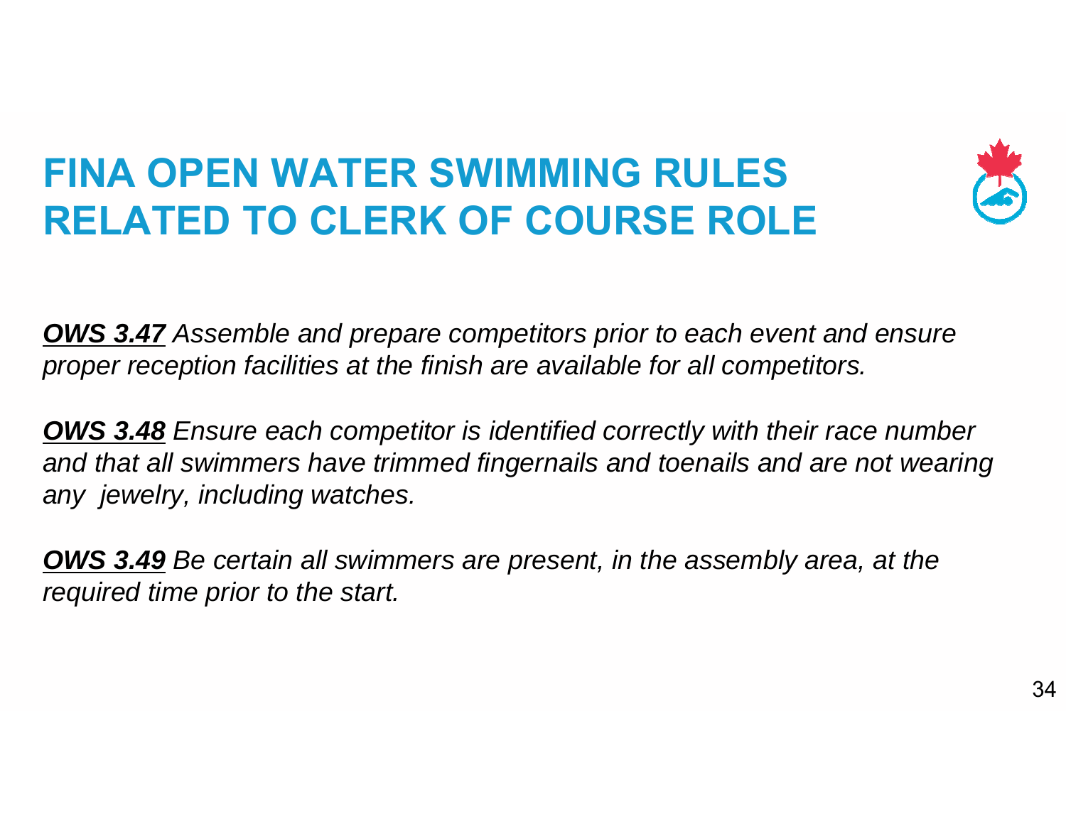# FINA OPEN WATER SWIMMING RULES RELATED TO CLERK OF COURSE ROLE

***OWS 3.47*** *Assemble and prepare competitors prior to each event and ensure proper reception facilities at the finish are available for all competitors.*

***OWS 3.48*** *Ensure each competitor is identified correctly with their race number and that all swimmers have trimmed fingernails and toenails and are not wearing any jewelry, including watches.*

***OWS 3.49*** *Be certain all swimmers are present, in the assembly area, at the required time prior to the start.*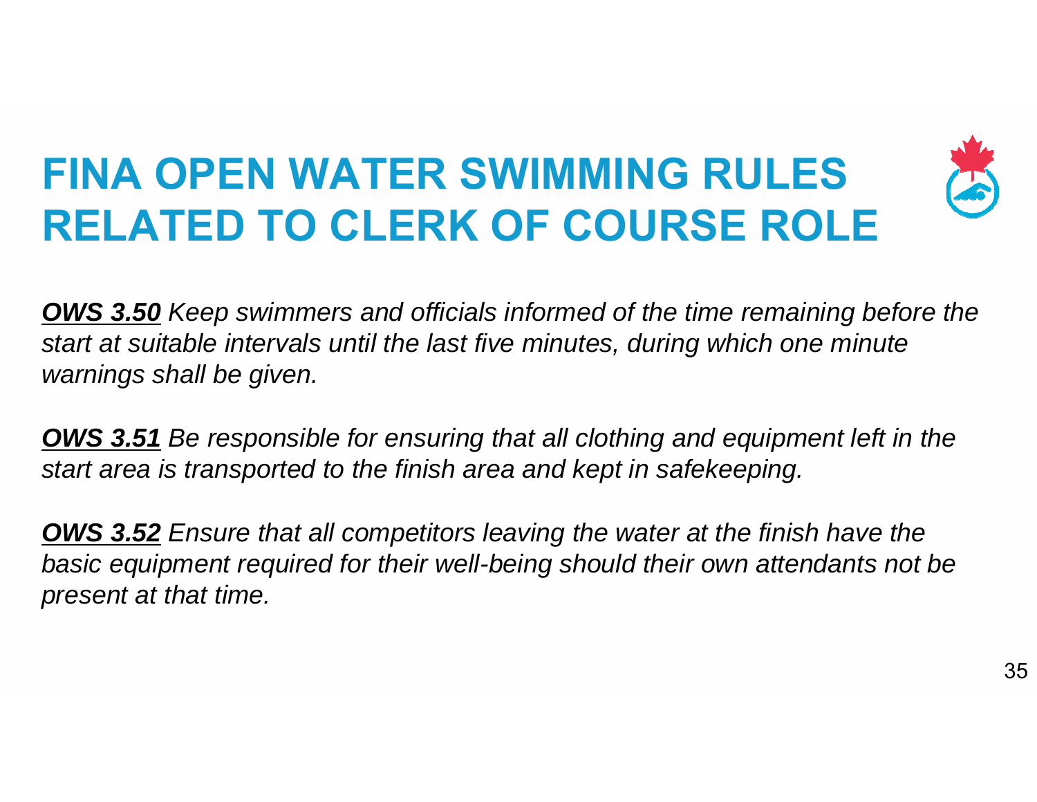# FINA OPEN WATER SWIMMING RULES RELATED TO CLERK OF COURSE ROLE

***OWS 3.50*** *Keep swimmers and officials informed of the time remaining before the start at suitable intervals until the last five minutes, during which one minute warnings shall be given.*

***OWS 3.51*** *Be responsible for ensuring that all clothing and equipment left in the start area is transported to the finish area and kept in safekeeping.*

***OWS 3.52*** *Ensure that all competitors leaving the water at the finish have the basic equipment required for their well-being should their own attendants not be present at that time.*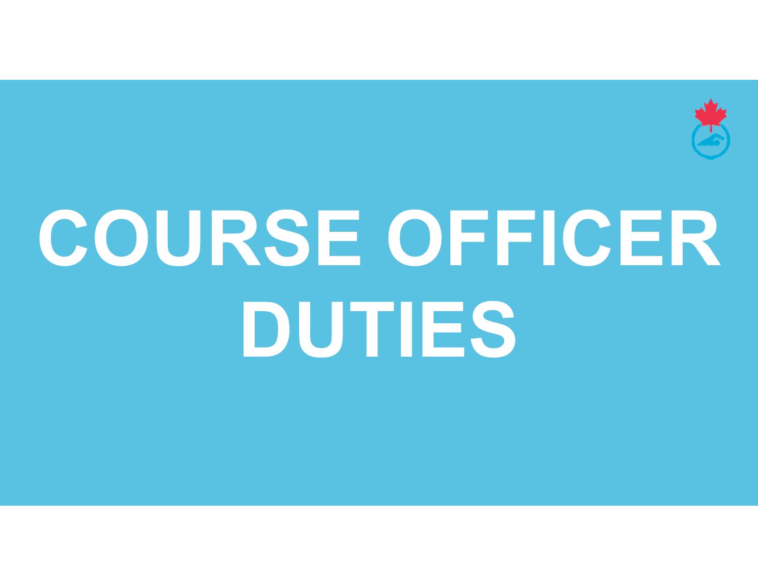# COURSE OFFICER DUTIES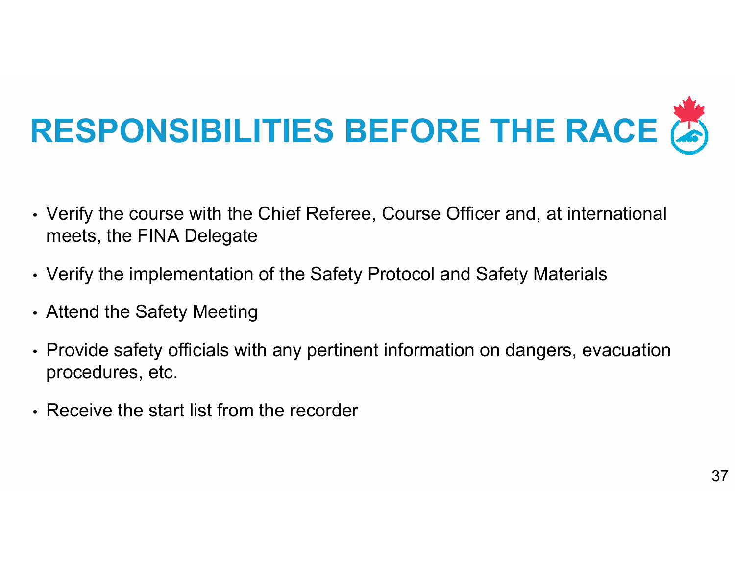# RESPONSIBILITIES BEFORE THE RACE

- Verify the course with the Chief Referee, Course Officer and, at international meets, the FINA Delegate
- Verify the implementation of the Safety Protocol and Safety Materials
- Attend the Safety Meeting
- Provide safety officials with any pertinent information on dangers, evacuation procedures, etc.
- Receive the start list from the recorder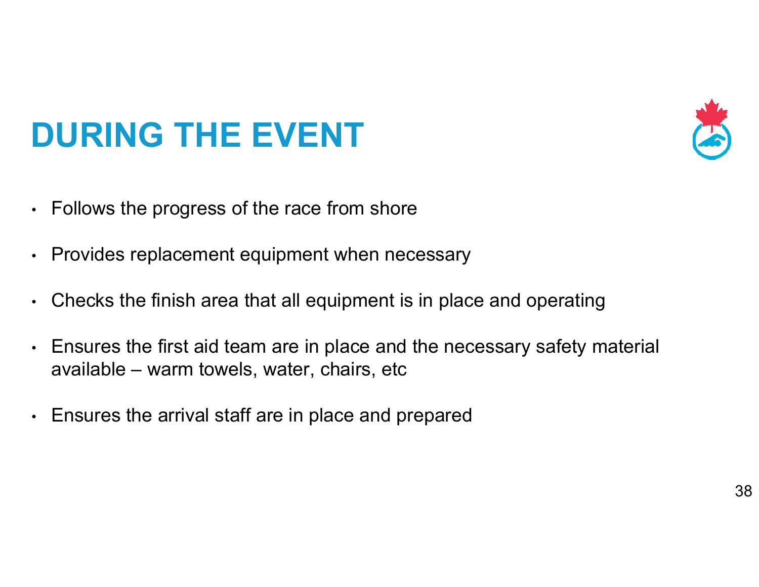# DURING THE EVENT

- Follows the progress of the race from shore
- Provides replacement equipment when necessary
- Checks the finish area that all equipment is in place and operating
- Ensures the first aid team are in place and the necessary safety material available – warm towels, water, chairs, etc
- Ensures the arrival staff are in place and prepared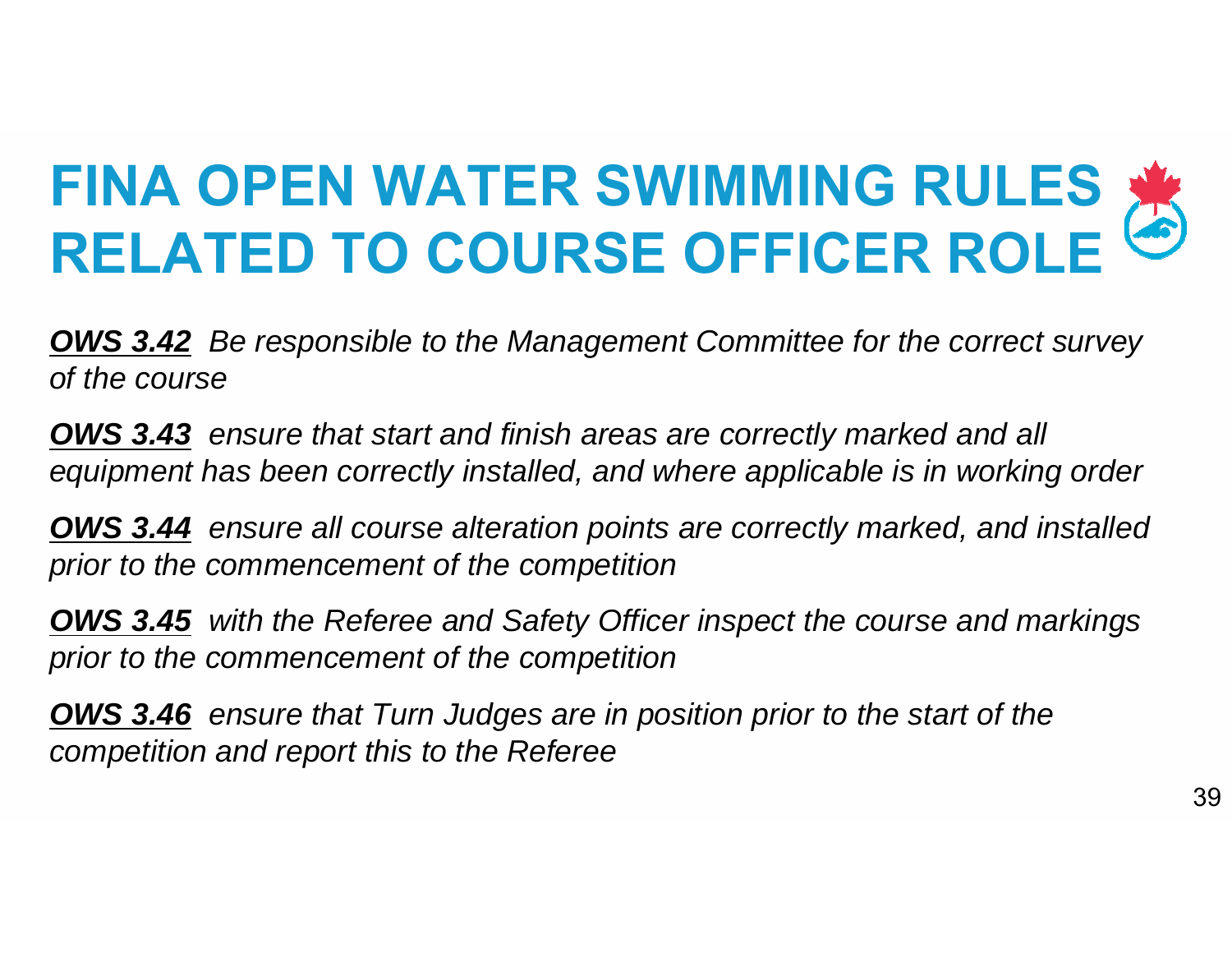# FINA OPEN WATER SWIMMING RULES RELATED TO COURSE OFFICER ROLE

***OWS 3.42*** *Be responsible to the Management Committee for the correct survey of the course*

***OWS 3.43*** *ensure that start and finish areas are correctly marked and all equipment has been correctly installed, and where applicable is in working order*

***OWS 3.44*** *ensure all course alteration points are correctly marked, and installed prior to the commencement of the competition*

***OWS 3.45*** *with the Referee and Safety Officer inspect the course and markings prior to the commencement of the competition*

***OWS 3.46*** *ensure that Turn Judges are in position prior to the start of the competition and report this to the Referee*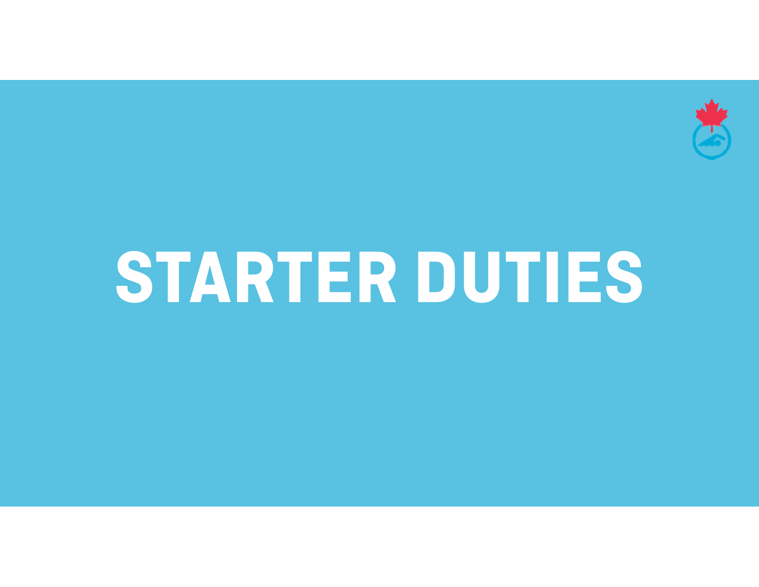# STARTER DUTIES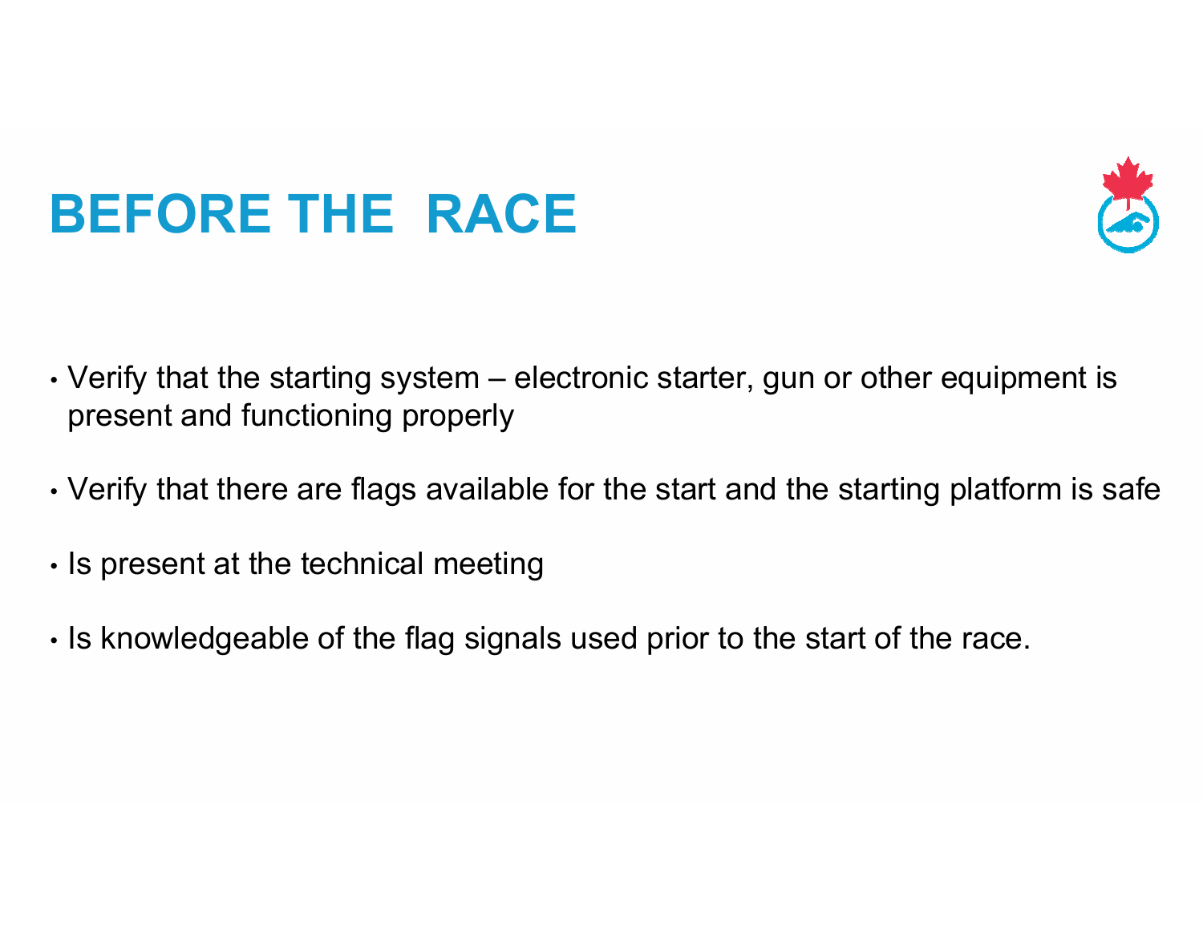# BEFORE THE RACE

- Verify that the starting system – electronic starter, gun or other equipment is present and functioning properly
- Verify that there are flags available for the start and the starting platform is safe
- Is present at the technical meeting
- Is knowledgeable of the flag signals used prior to the start of the race.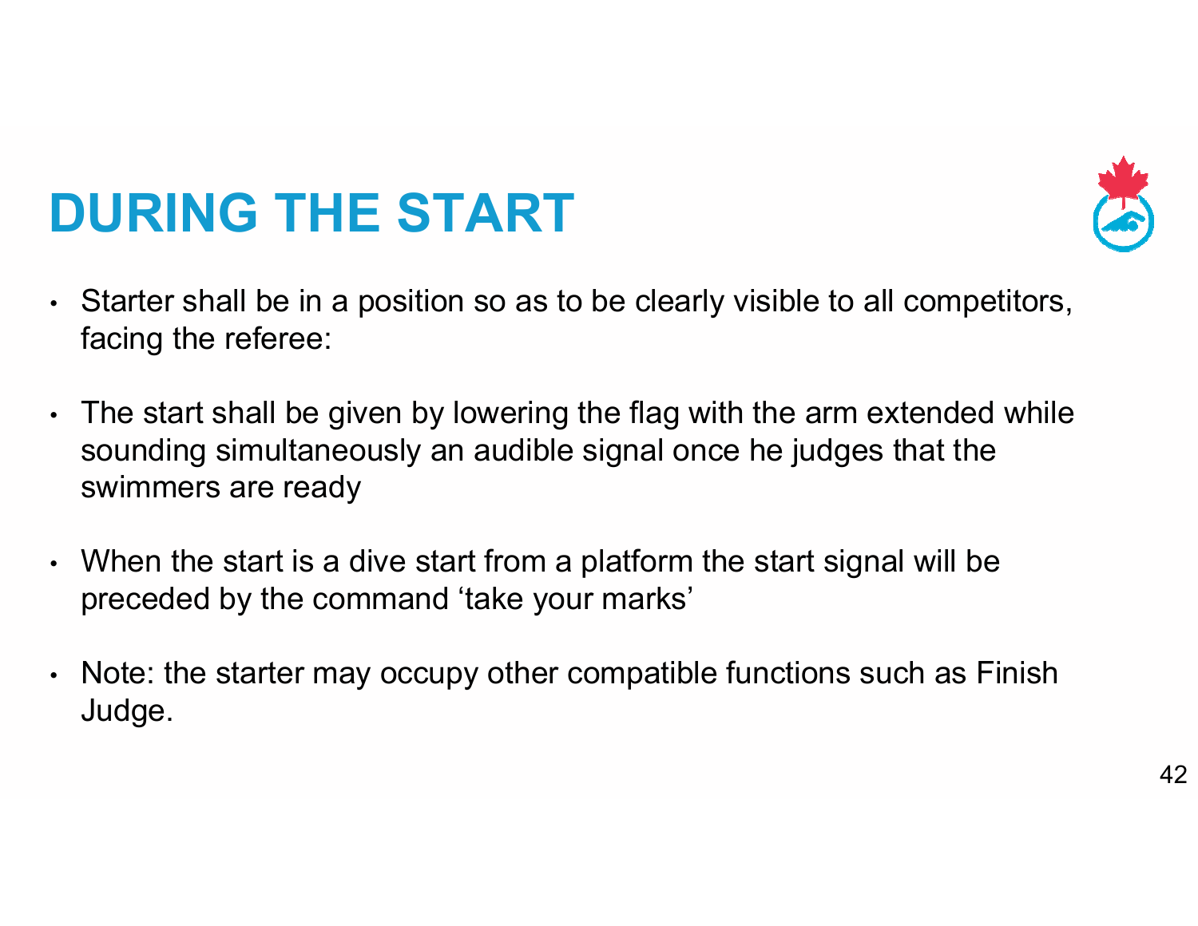# DURING THE START

- Starter shall be in a position so as to be clearly visible to all competitors, facing the referee:
- The start shall be given by lowering the flag with the arm extended while sounding simultaneously an audible signal once he judges that the swimmers are ready
- When the start is a dive start from a platform the start signal will be preceded by the command 'take your marks'
- Note: the starter may occupy other compatible functions such as Finish Judge.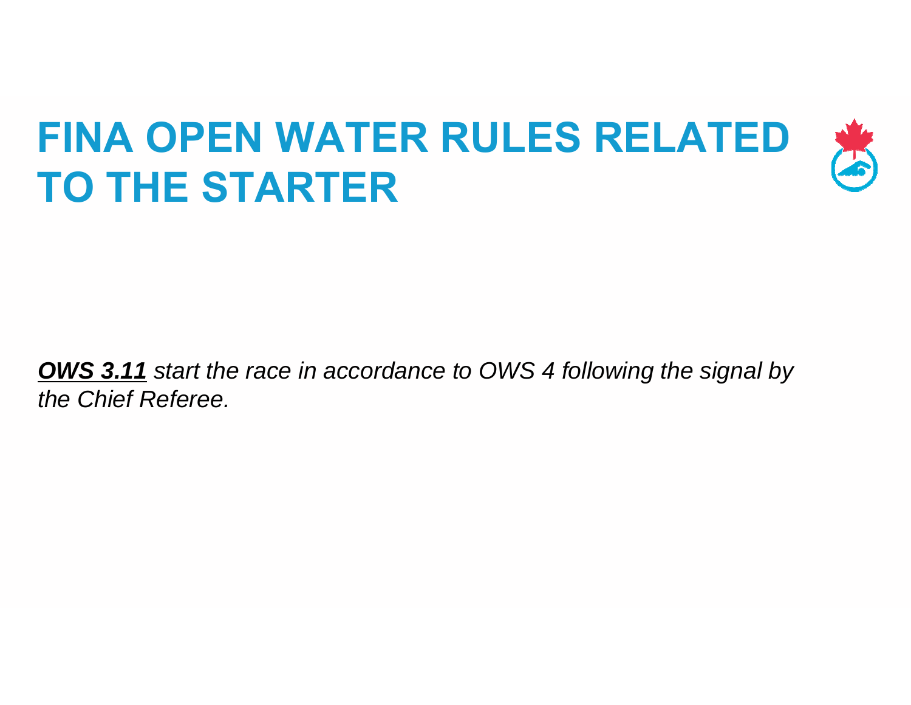# FINA OPEN WATER RULES RELATED TO THE STARTER

***OWS 3.11*** *start the race in accordance to OWS 4 following the signal by the Chief Referee.*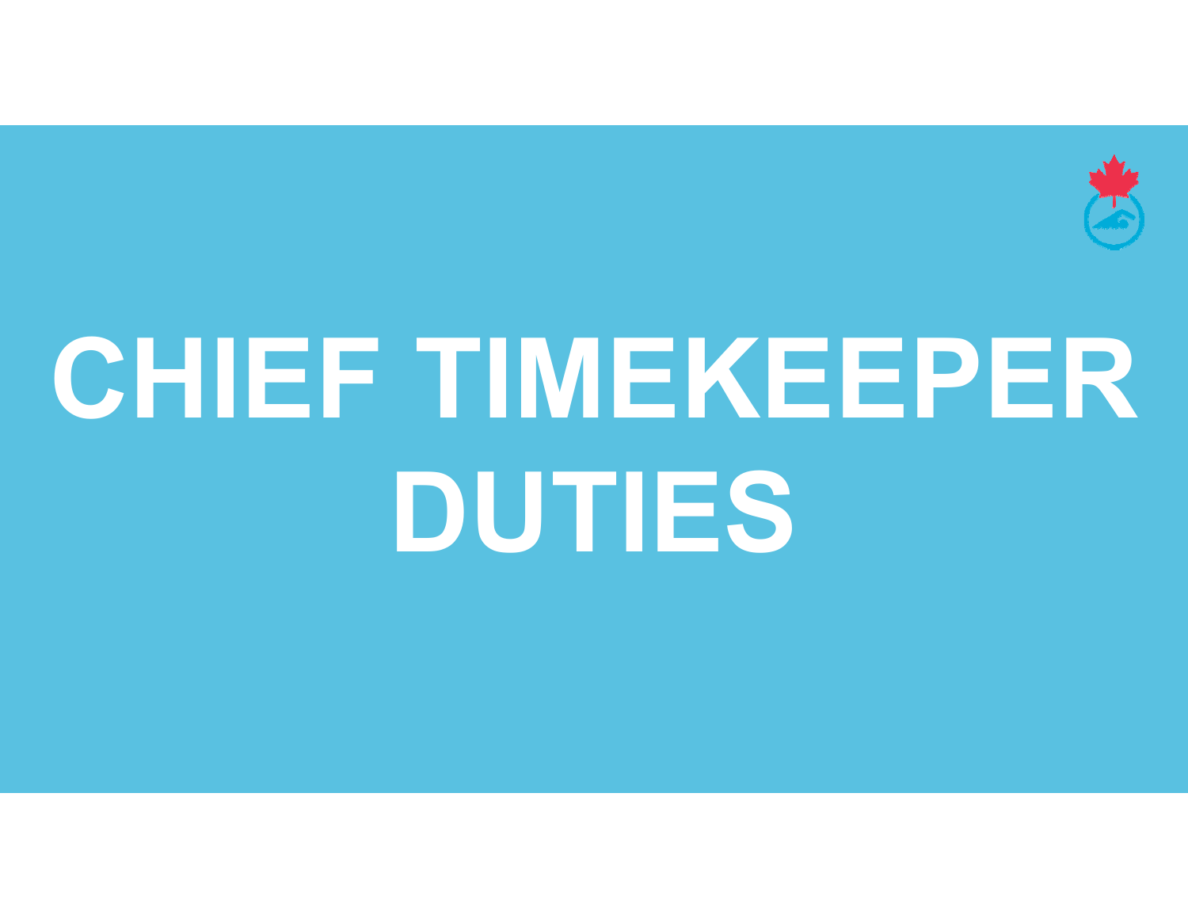# CHIEF TIMEKEEPER DUTIES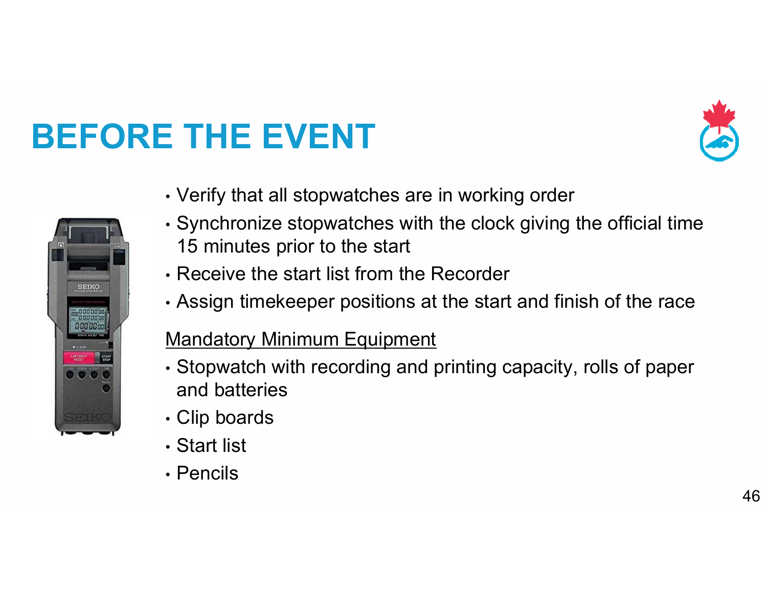# BEFORE THE EVENT

- Verify that all stopwatches are in working order
- Synchronize stopwatches with the clock giving the official time 15 minutes prior to the start
- Receive the start list from the Recorder
- Assign timekeeper positions at the start and finish of the race

Mandatory Minimum Equipment

- Stopwatch with recording and printing capacity, rolls of paper and batteries
- Clip boards
- Start list
- Pencils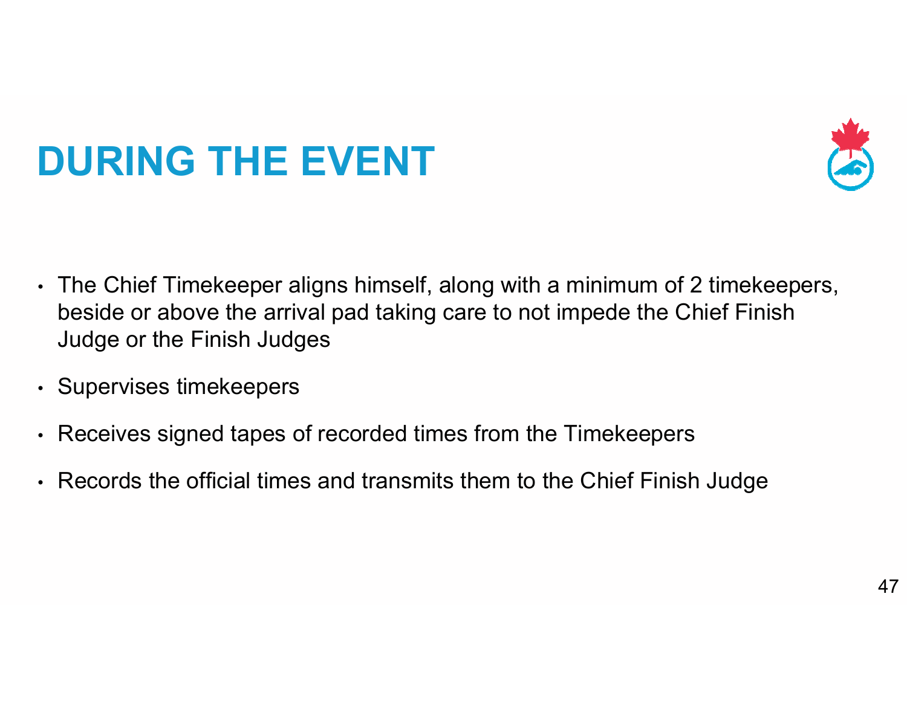# DURING THE EVENT

- The Chief Timekeeper aligns himself, along with a minimum of 2 timekeepers, beside or above the arrival pad taking care to not impede the Chief Finish Judge or the Finish Judges
- Supervises timekeepers
- Receives signed tapes of recorded times from the Timekeepers
- Records the official times and transmits them to the Chief Finish Judge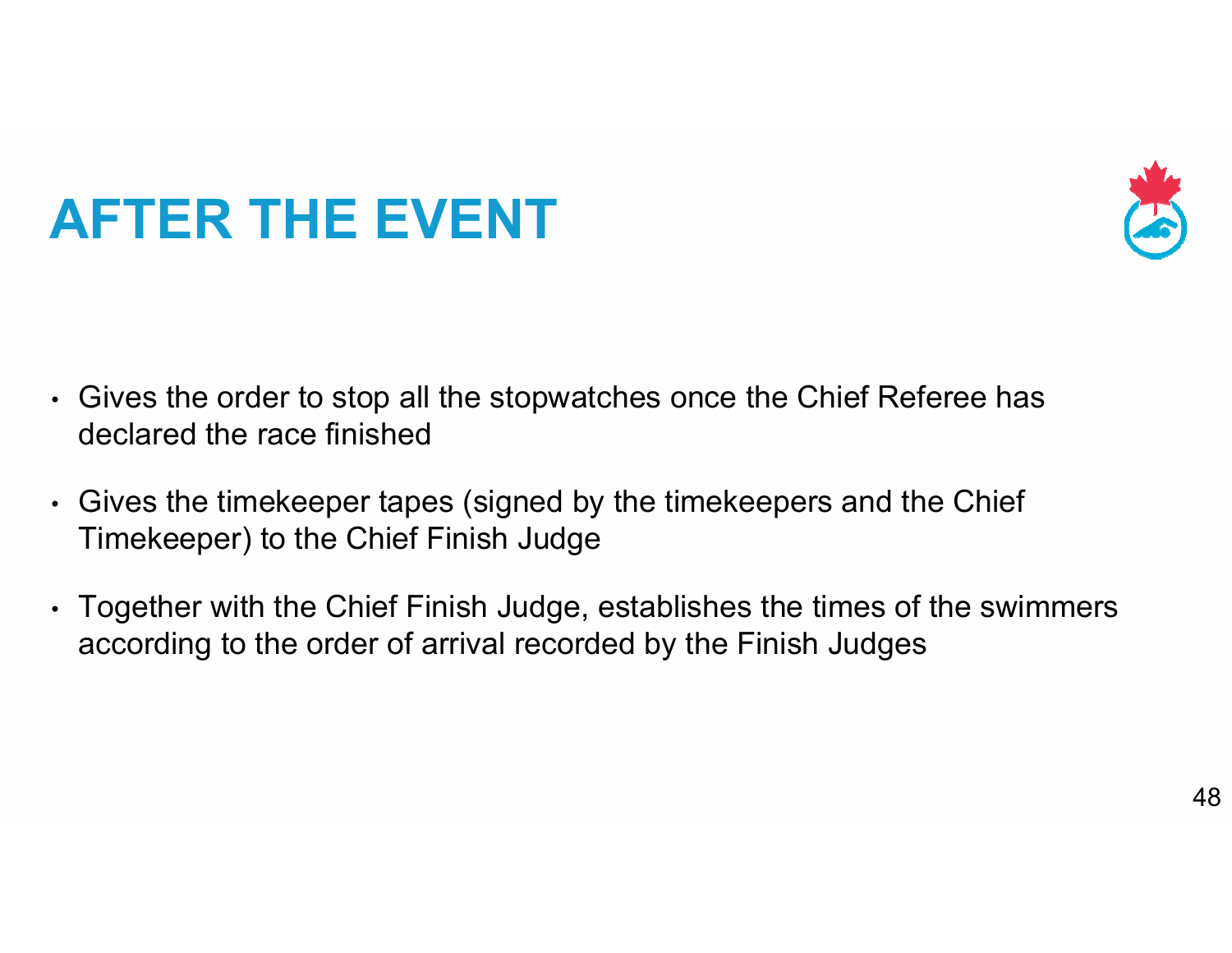# AFTER THE EVENT

- Gives the order to stop all the stopwatches once the Chief Referee has declared the race finished
- Gives the timekeeper tapes (signed by the timekeepers and the Chief Timekeeper) to the Chief Finish Judge
- Together with the Chief Finish Judge, establishes the times of the swimmers according to the order of arrival recorded by the Finish Judges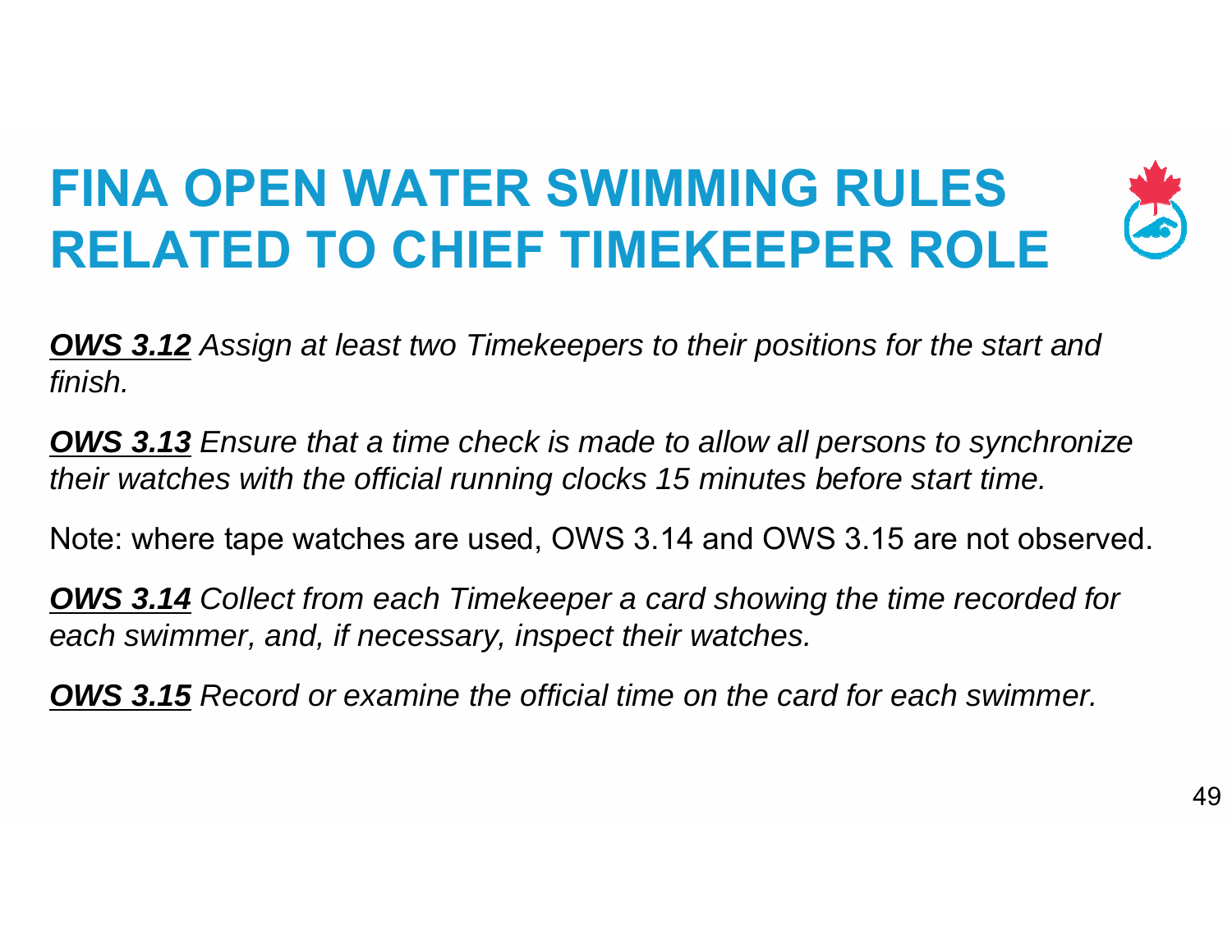# FINA OPEN WATER SWIMMING RULES RELATED TO CHIEF TIMEKEEPER ROLE

***OWS 3.12*** *Assign at least two Timekeepers to their positions for the start and finish.*

***OWS 3.13*** *Ensure that a time check is made to allow all persons to synchronize their watches with the official running clocks 15 minutes before start time.*

Note: where tape watches are used, OWS 3.14 and OWS 3.15 are not observed.

***OWS 3.14*** *Collect from each Timekeeper a card showing the time recorded for each swimmer, and, if necessary, inspect their watches.*

***OWS 3.15*** *Record or examine the official time on the card for each swimmer.*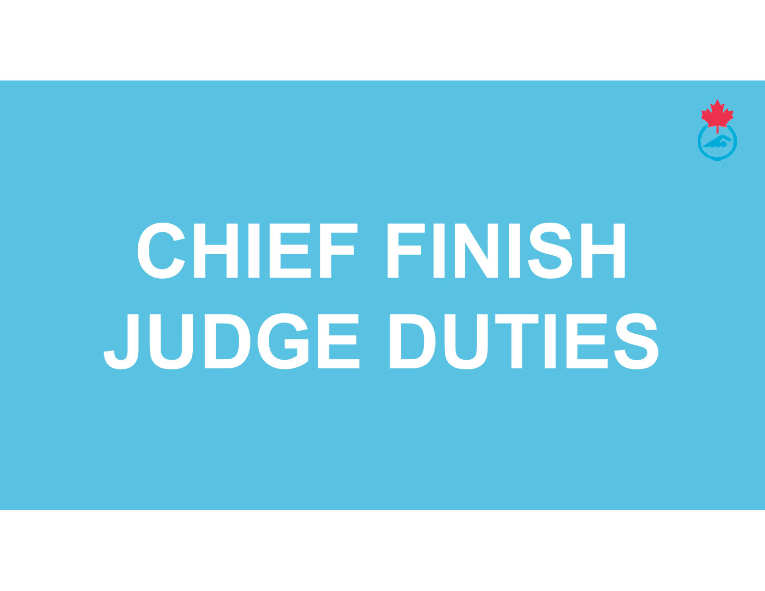# CHIEF FINISH JUDGE DUTIES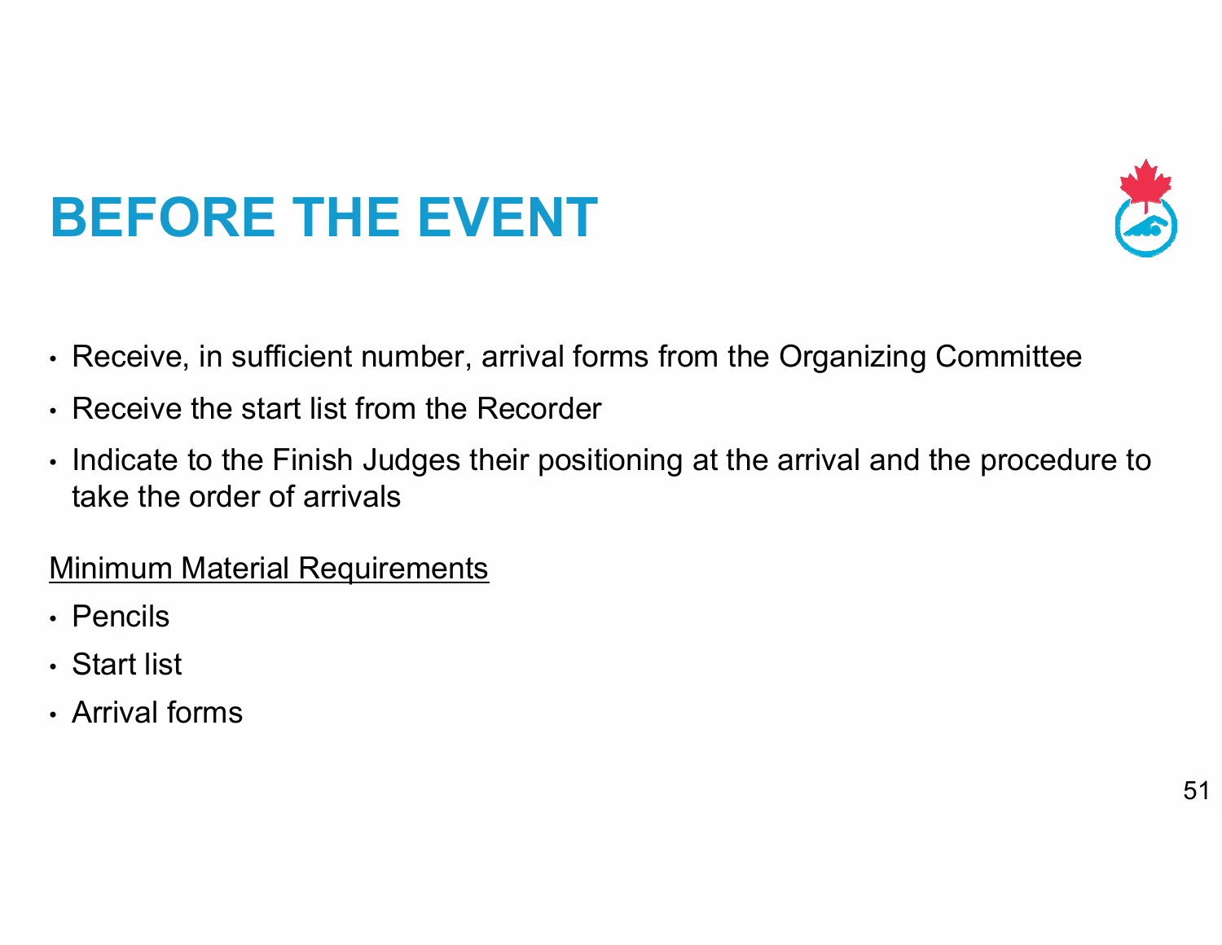# BEFORE THE EVENT

- Receive, in sufficient number, arrival forms from the Organizing Committee
- Receive the start list from the Recorder
- Indicate to the Finish Judges their positioning at the arrival and the procedure to take the order of arrivals

<u>Minimum Material Requirements</u>

- Pencils
- Start list
- Arrival forms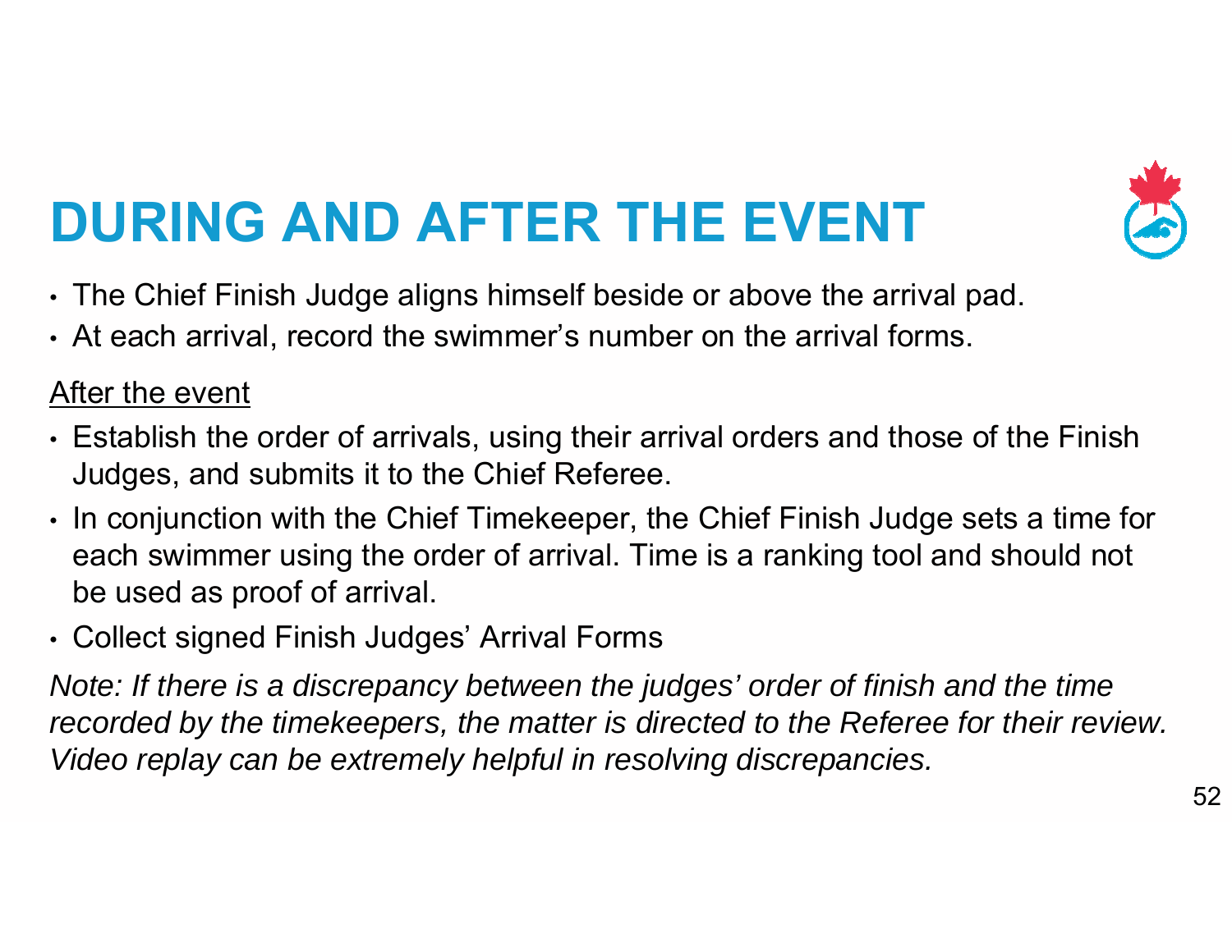# DURING AND AFTER THE EVENT

- The Chief Finish Judge aligns himself beside or above the arrival pad.
- At each arrival, record the swimmer's number on the arrival forms.

<u>After the event</u>

- Establish the order of arrivals, using their arrival orders and those of the Finish Judges, and submits it to the Chief Referee.
- In conjunction with the Chief Timekeeper, the Chief Finish Judge sets a time for each swimmer using the order of arrival. Time is a ranking tool and should not be used as proof of arrival.
- Collect signed Finish Judges' Arrival Forms

*Note: If there is a discrepancy between the judges' order of finish and the time recorded by the timekeepers, the matter is directed to the Referee for their review. Video replay can be extremely helpful in resolving discrepancies.*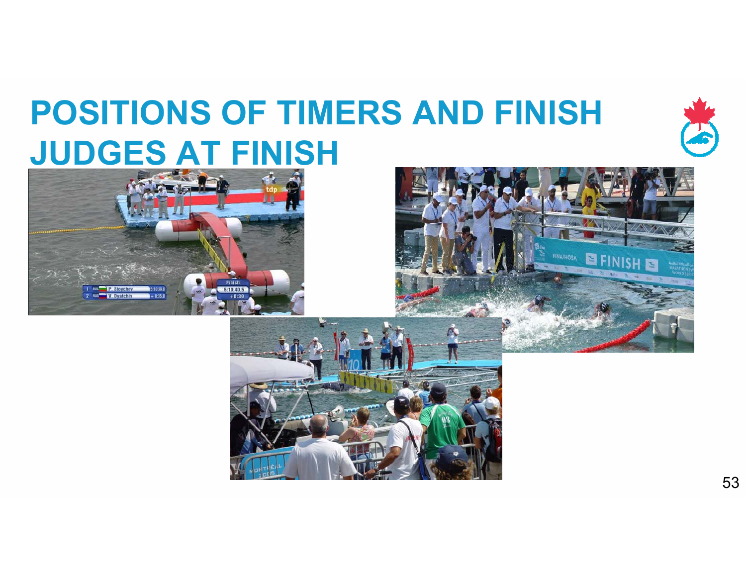# POSITIONS OF TIMERS AND FINISH JUDGES AT FINISH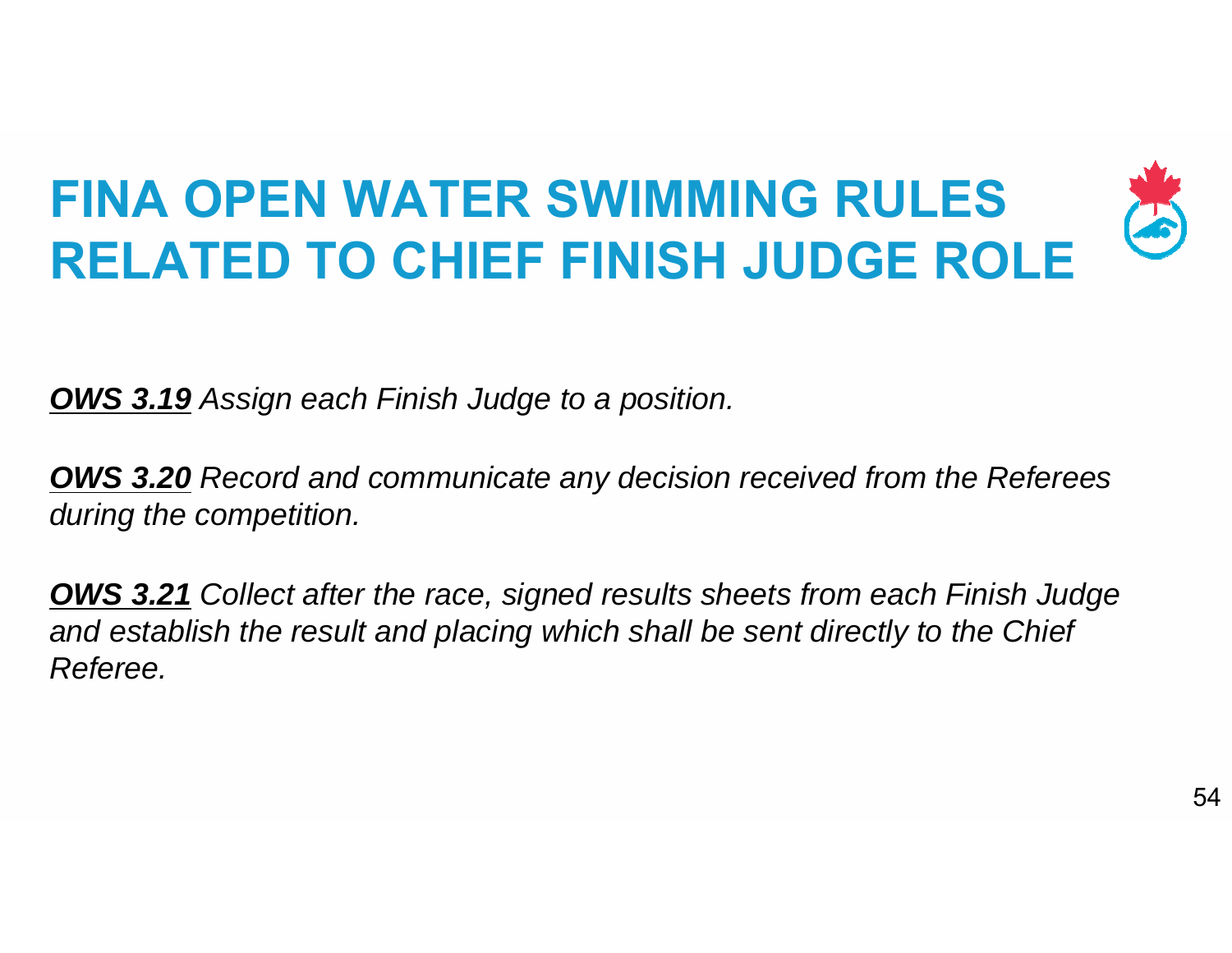# FINA OPEN WATER SWIMMING RULES RELATED TO CHIEF FINISH JUDGE ROLE

***OWS 3.19*** *Assign each Finish Judge to a position.*

***OWS 3.20*** *Record and communicate any decision received from the Referees during the competition.*

***OWS 3.21*** *Collect after the race, signed results sheets from each Finish Judge and establish the result and placing which shall be sent directly to the Chief Referee.*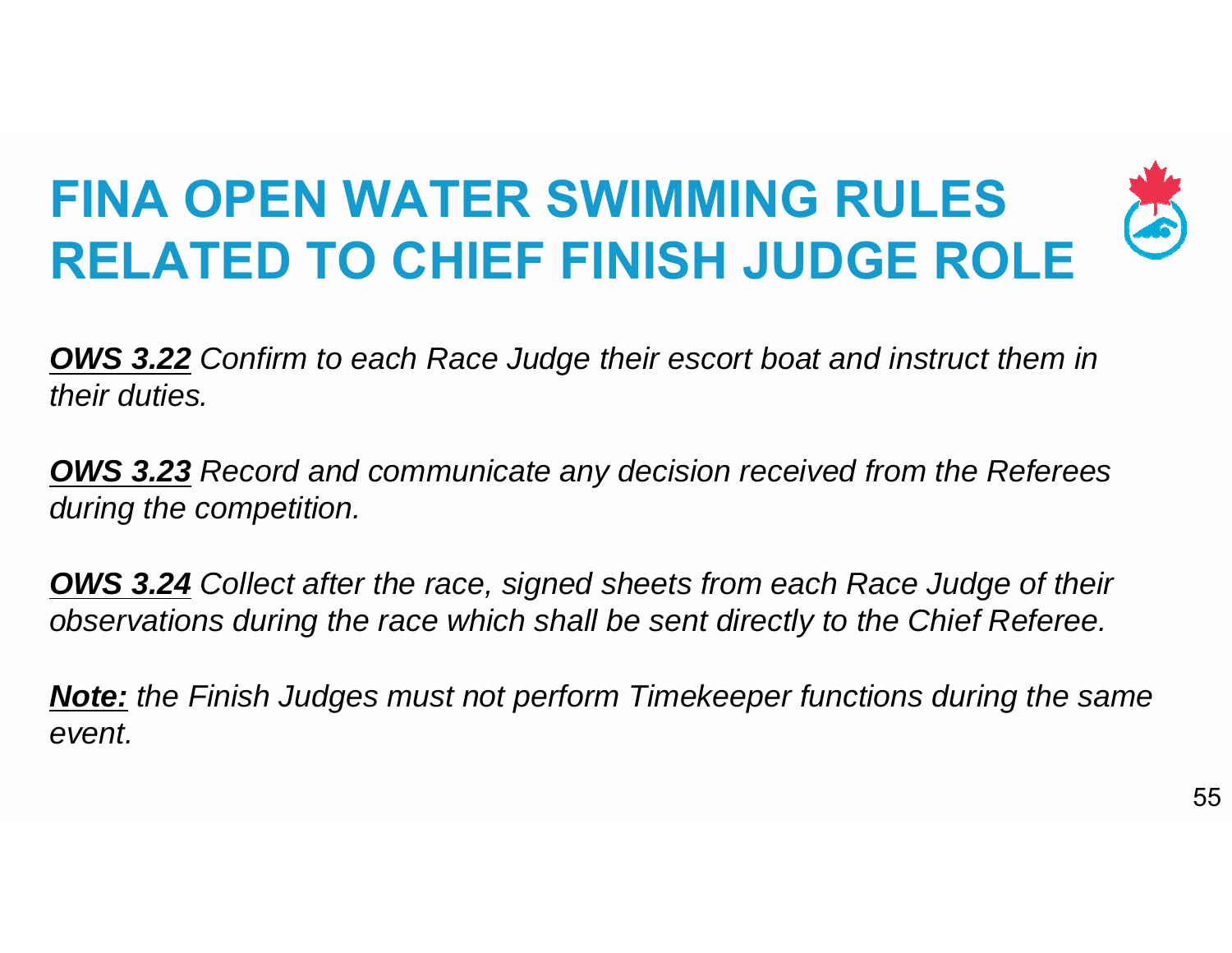# FINA OPEN WATER SWIMMING RULES RELATED TO CHIEF FINISH JUDGE ROLE

***OWS 3.22*** *Confirm to each Race Judge their escort boat and instruct them in their duties.*

***OWS 3.23*** *Record and communicate any decision received from the Referees during the competition.*

***OWS 3.24*** *Collect after the race, signed sheets from each Race Judge of their observations during the race which shall be sent directly to the Chief Referee.*

***Note:*** *the Finish Judges must not perform Timekeeper functions during the same event.*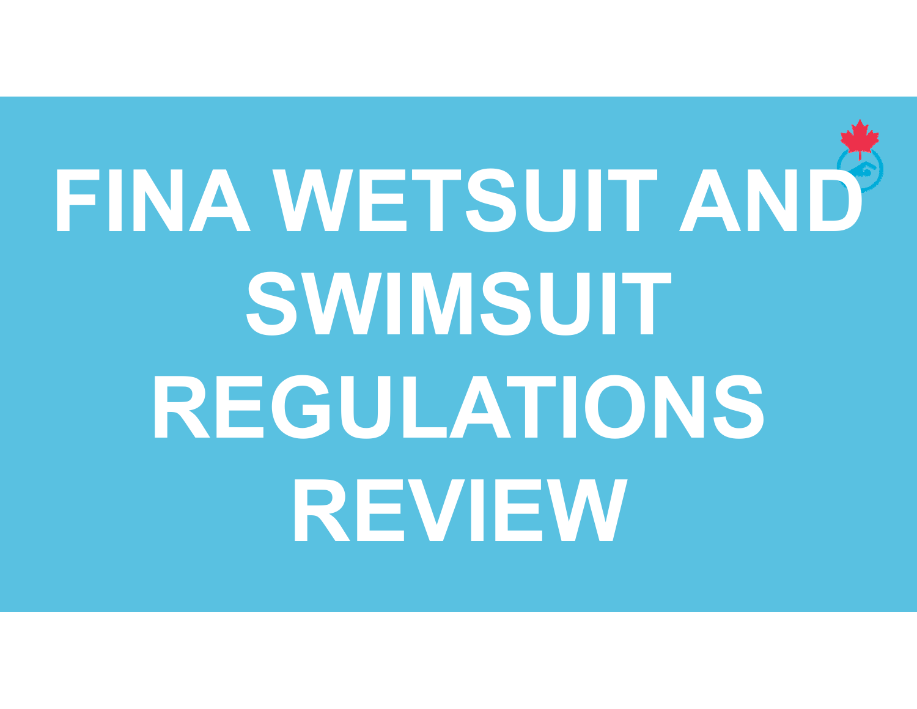# FINA WETSUIT AND SWIMSUIT REGULATIONS REVIEW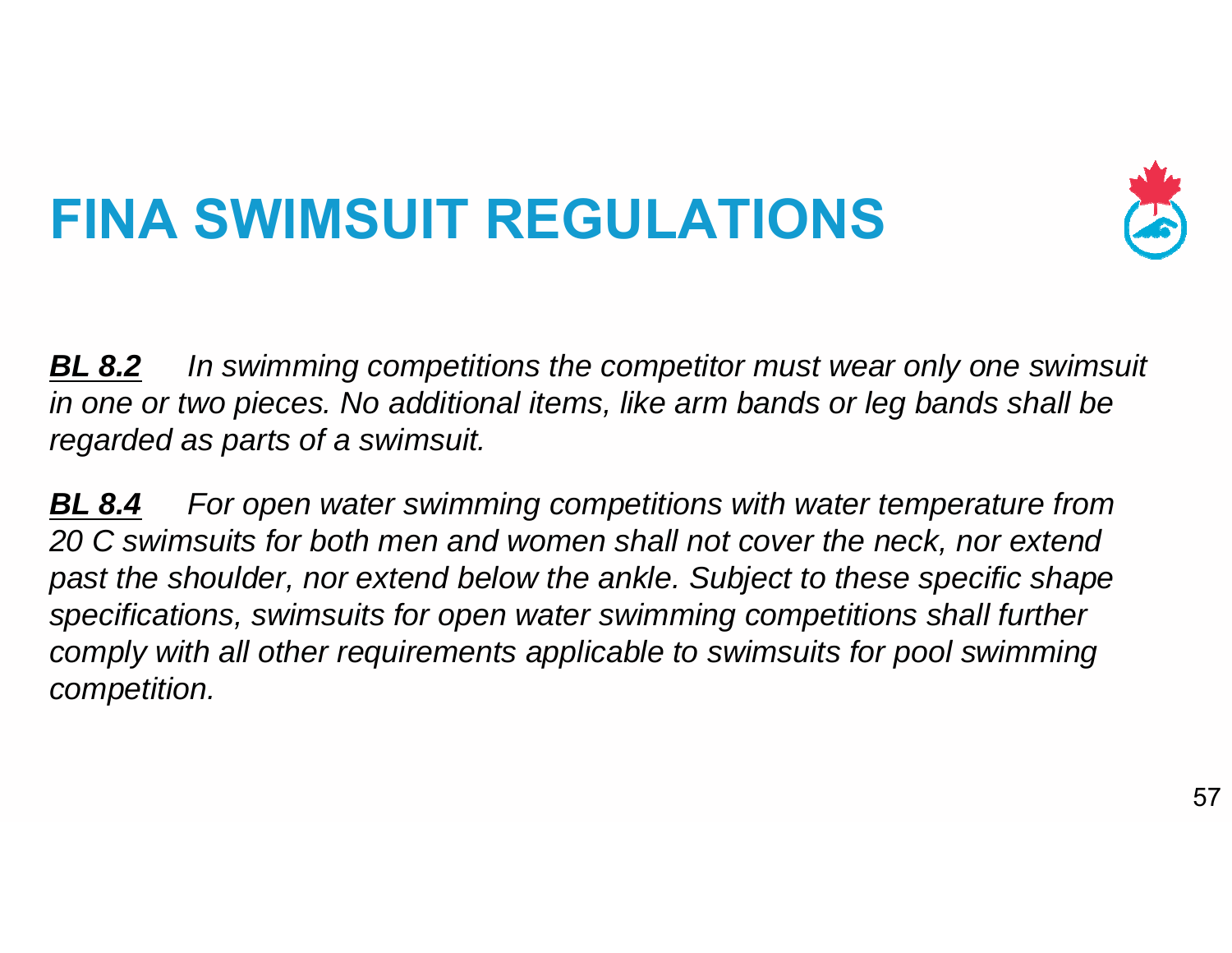# FINA SWIMSUIT REGULATIONS

***BL 8.2*** *In swimming competitions the competitor must wear only one swimsuit in one or two pieces. No additional items, like arm bands or leg bands shall be regarded as parts of a swimsuit.*

***BL 8.4*** *For open water swimming competitions with water temperature from 20 C swimsuits for both men and women shall not cover the neck, nor extend past the shoulder, nor extend below the ankle. Subject to these specific shape specifications, swimsuits for open water swimming competitions shall further comply with all other requirements applicable to swimsuits for pool swimming competition.*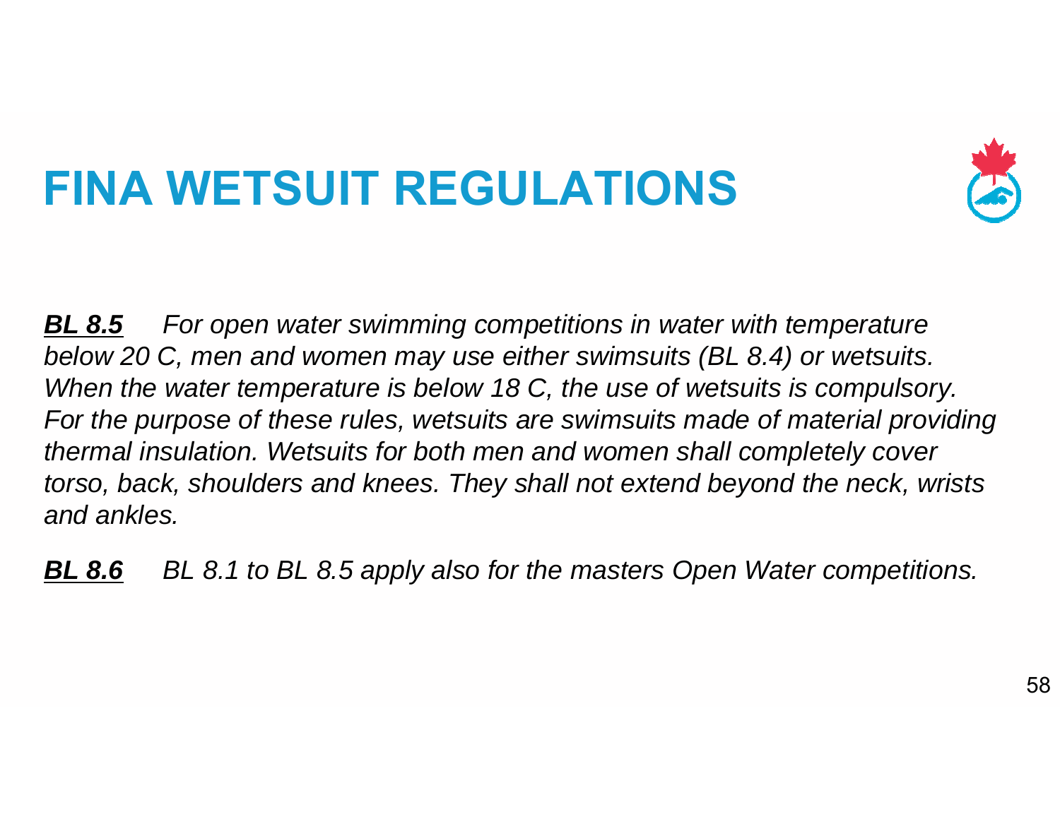# FINA WETSUIT REGULATIONS

***<u>BL 8.5</u>*** *For open water swimming competitions in water with temperature below 20 C, men and women may use either swimsuits (BL 8.4) or wetsuits. When the water temperature is below 18 C, the use of wetsuits is compulsory. For the purpose of these rules, wetsuits are swimsuits made of material providing thermal insulation. Wetsuits for both men and women shall completely cover torso, back, shoulders and knees. They shall not extend beyond the neck, wrists and ankles.*

***<u>BL 8.6</u>*** *BL 8.1 to BL 8.5 apply also for the masters Open Water competitions.*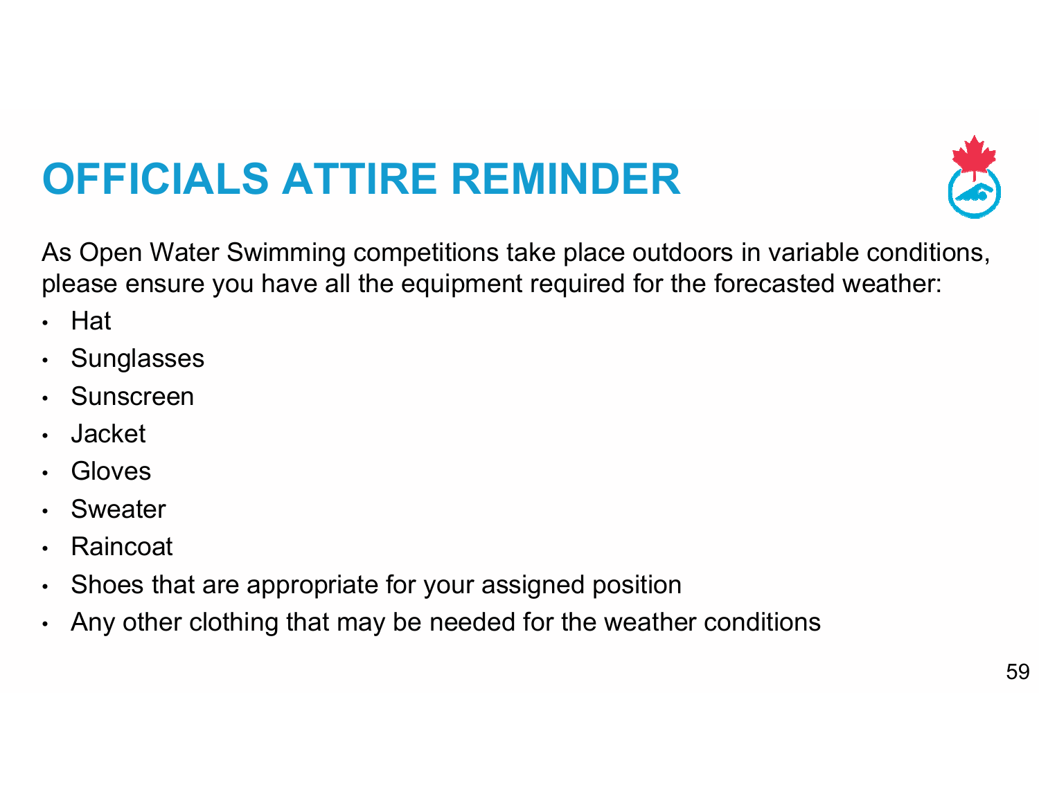# OFFICIALS ATTIRE REMINDER

As Open Water Swimming competitions take place outdoors in variable conditions, please ensure you have all the equipment required for the forecasted weather:

- Hat
- Sunglasses
- Sunscreen
- Jacket
- Gloves
- Sweater
- Raincoat
- Shoes that are appropriate for your assigned position
- Any other clothing that may be needed for the weather conditions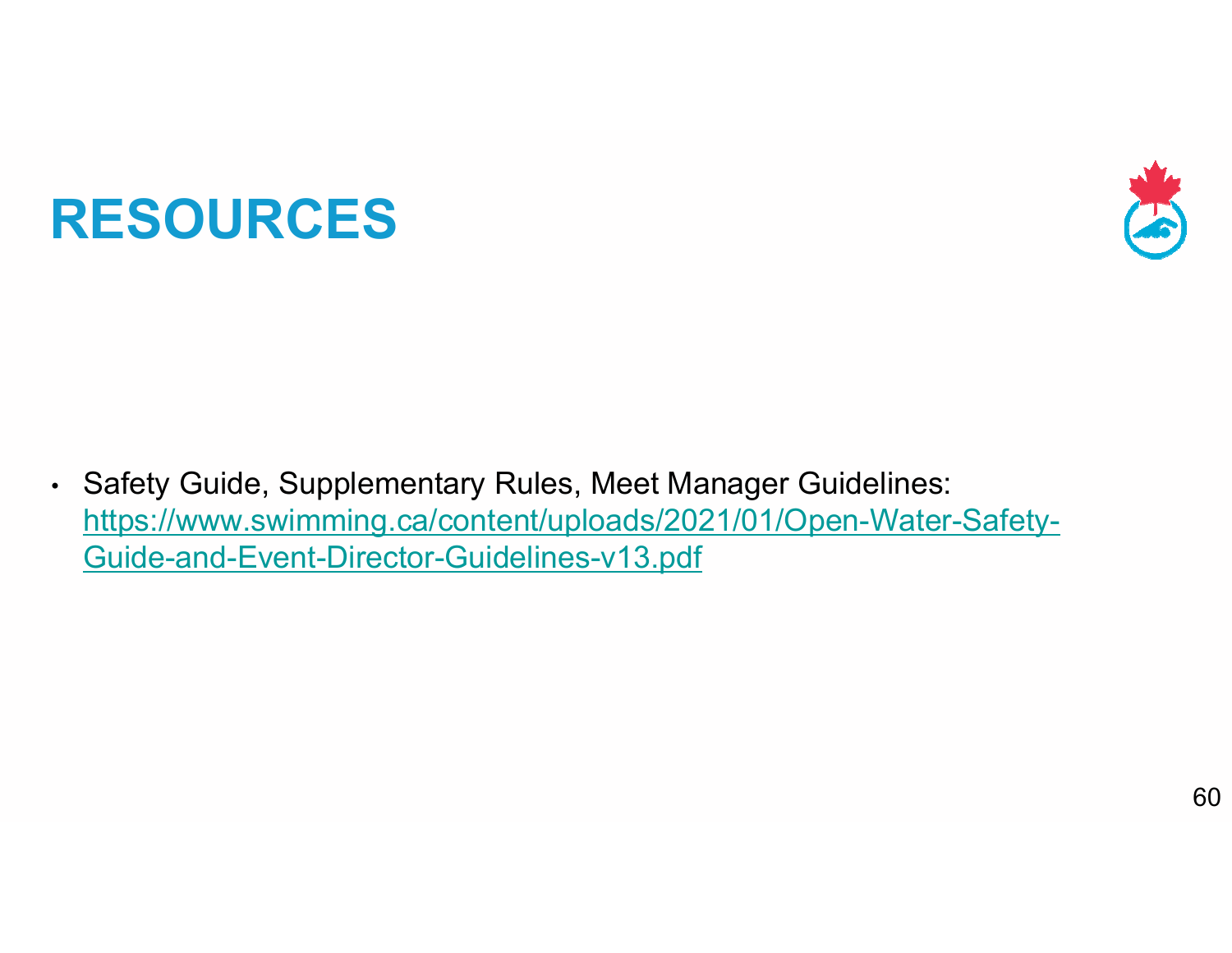# RESOURCES

- Safety Guide, Supplementary Rules, Meet Manager Guidelines: https://www.swimming.ca/content/uploads/2021/01/Open-Water-Safety-Guide-and-Event-Director-Guidelines-v13.pdf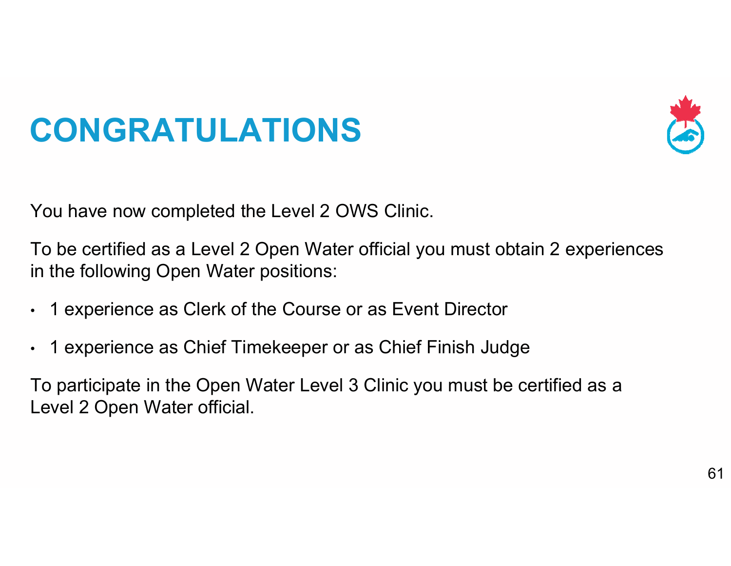# CONGRATULATIONS

You have now completed the Level 2 OWS Clinic.

To be certified as a Level 2 Open Water official you must obtain 2 experiences in the following Open Water positions:

- 1 experience as Clerk of the Course or as Event Director
- 1 experience as Chief Timekeeper or as Chief Finish Judge

To participate in the Open Water Level 3 Clinic you must be certified as a Level 2 Open Water official.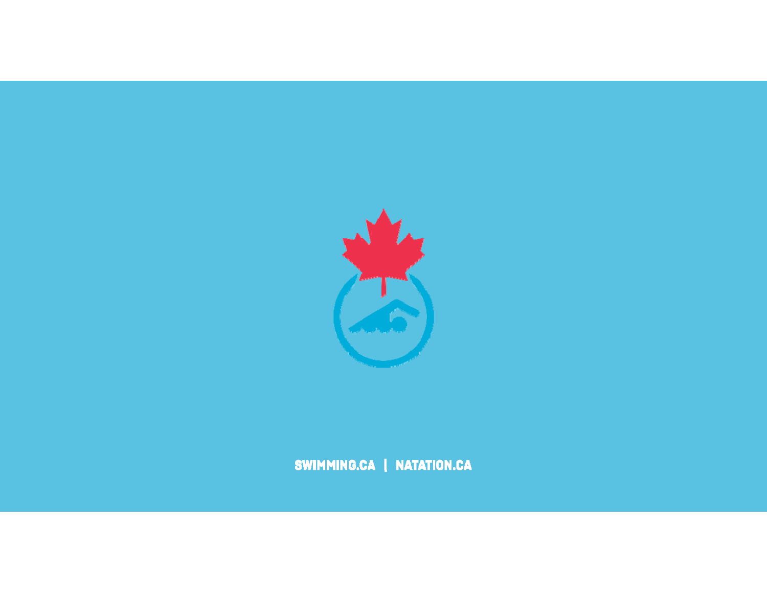SWIMMING.CA | NATATION.CA